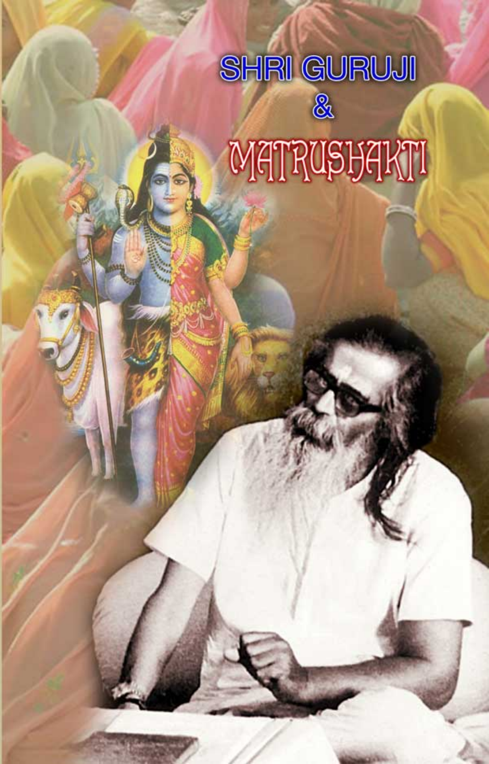# SHRI GURUJI

# &

# MATRUSHAKTI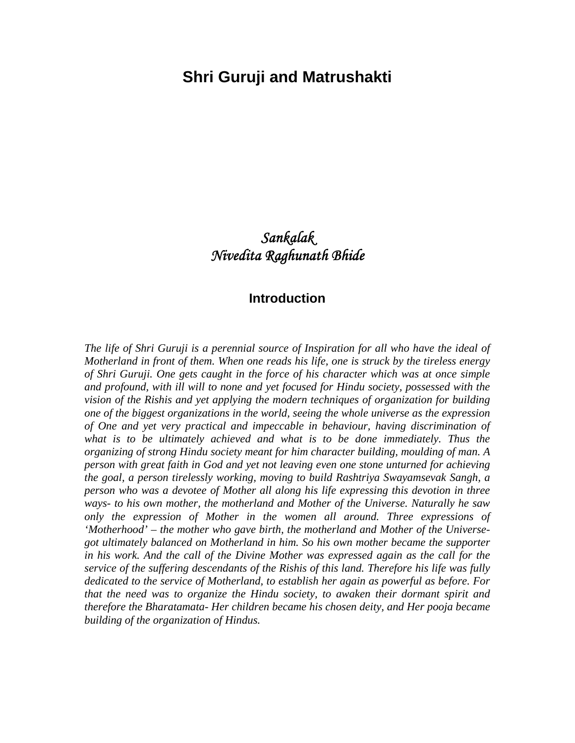# Shri Guruji and Matrushakti

*Sankalak*
*Nivedita Raghunath Bhide*

## Introduction

*The life of Shri Guruji is a perennial source of Inspiration for all who have the ideal of Motherland in front of them. When one reads his life, one is struck by the tireless energy of Shri Guruji. One gets caught in the force of his character which was at once simple and profound, with ill will to none and yet focused for Hindu society, possessed with the vision of the Rishis and yet applying the modern techniques of organization for building one of the biggest organizations in the world, seeing the whole universe as the expression of One and yet very practical and impeccable in behaviour, having discrimination of what is to be ultimately achieved and what is to be done immediately. Thus the organizing of strong Hindu society meant for him character building, moulding of man. A person with great faith in God and yet not leaving even one stone unturned for achieving the goal, a person tirelessly working, moving to build Rashtriya Swayamsevak Sangh, a person who was a devotee of Mother all along his life expressing this devotion in three ways- to his own mother, the motherland and Mother of the Universe. Naturally he saw only the expression of Mother in the women all around. Three expressions of 'Motherhood' – the mother who gave birth, the motherland and Mother of the Universe- got ultimately balanced on Motherland in him. So his own mother became the supporter in his work. And the call of the Divine Mother was expressed again as the call for the service of the suffering descendants of the Rishis of this land. Therefore his life was fully dedicated to the service of Motherland, to establish her again as powerful as before. For that the need was to organize the Hindu society, to awaken their dormant spirit and therefore the Bharatamata- Her children became his chosen deity, and Her pooja became building of the organization of Hindus.*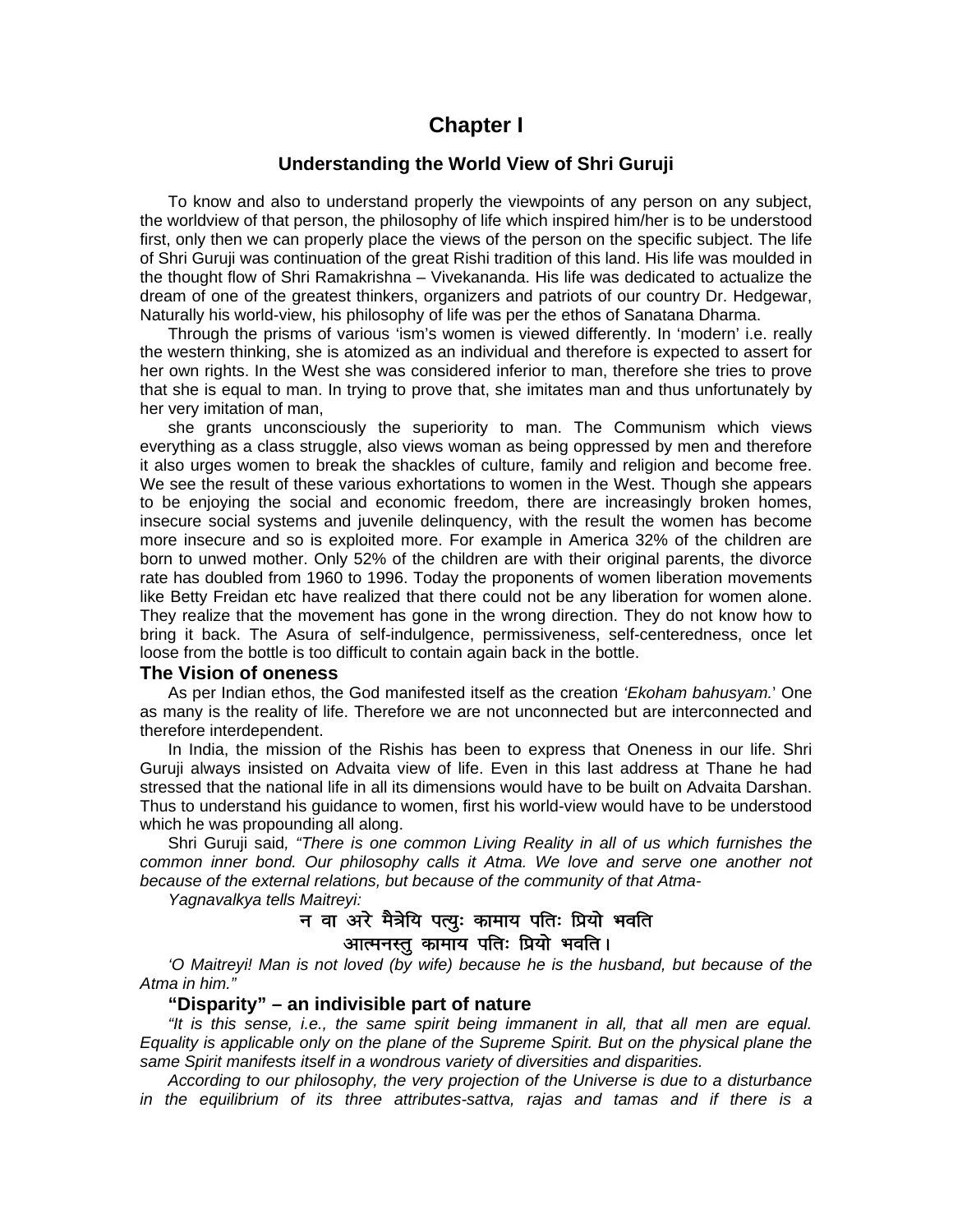# Chapter I

## Understanding the World View of Shri Guruji

To know and also to understand properly the viewpoints of any person on any subject, the worldview of that person, the philosophy of life which inspired him/her is to be understood first, only then we can properly place the views of the person on the specific subject. The life of Shri Guruji was continuation of the great Rishi tradition of this land. His life was moulded in the thought flow of Shri Ramakrishna – Vivekananda. His life was dedicated to actualize the dream of one of the greatest thinkers, organizers and patriots of our country Dr. Hedgewar, Naturally his world-view, his philosophy of life was per the ethos of Sanatana Dharma.

Through the prisms of various 'ism's women is viewed differently. In 'modern' i.e. really the western thinking, she is atomized as an individual and therefore is expected to assert for her own rights. In the West she was considered inferior to man, therefore she tries to prove that she is equal to man. In trying to prove that, she imitates man and thus unfortunately by her very imitation of man,

she grants unconsciously the superiority to man. The Communism which views everything as a class struggle, also views woman as being oppressed by men and therefore it also urges women to break the shackles of culture, family and religion and become free. We see the result of these various exhortations to women in the West. Though she appears to be enjoying the social and economic freedom, there are increasingly broken homes, insecure social systems and juvenile delinquency, with the result the women has become more insecure and so is exploited more. For example in America 32% of the children are born to unwed mother. Only 52% of the children are with their original parents, the divorce rate has doubled from 1960 to 1996. Today the proponents of women liberation movements like Betty Freidan etc have realized that there could not be any liberation for women alone. They realize that the movement has gone in the wrong direction. They do not know how to bring it back. The Asura of self-indulgence, permissiveness, self-centeredness, once let loose from the bottle is too difficult to contain again back in the bottle.

### The Vision of oneness

As per Indian ethos, the God manifested itself as the creation *'Ekoham bahusyam.'* One as many is the reality of life. Therefore we are not unconnected but are interconnected and therefore interdependent.

In India, the mission of the Rishis has been to express that Oneness in our life. Shri Guruji always insisted on Advaita view of life. Even in this last address at Thane he had stressed that the national life in all its dimensions would have to be built on Advaita Darshan. Thus to understand his guidance to women, first his world-view would have to be understood which he was propounding all along.

Shri Guruji said, *"There is one common Living Reality in all of us which furnishes the common inner bond. Our philosophy calls it Atma. We love and serve one another not because of the external relations, but because of the community of that Atma-*

*Yagnavalkya tells Maitreyi:*

न वा अरे मैत्रेयि पत्युः कामाय पतिः प्रियो भवति
आत्मनस्तु कामाय पतिः प्रियो भवति।

*'O Maitreyi! Man is not loved (by wife) because he is the husband, but because of the Atma in him."*

### "Disparity" – an indivisible part of nature

*"It is this sense, i.e., the same spirit being immanent in all, that all men are equal. Equality is applicable only on the plane of the Supreme Spirit. But on the physical plane the same Spirit manifests itself in a wondrous variety of diversities and disparities.*

*According to our philosophy, the very projection of the Universe is due to a disturbance in the equilibrium of its three attributes-sattva, rajas and tamas and if there is a*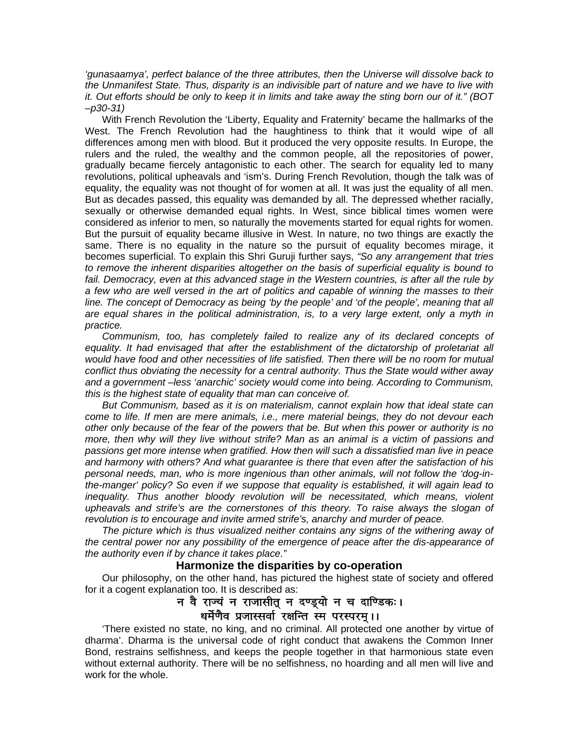*'gunasaamya', perfect balance of the three attributes, then the Universe will dissolve back to the Unmanifest State. Thus, disparity is an indivisible part of nature and we have to live with it. Out efforts should be only to keep it in limits and take away the sting born our of it." (BOT –p30-31)*

With French Revolution the 'Liberty, Equality and Fraternity' became the hallmarks of the West. The French Revolution had the haughtiness to think that it would wipe of all differences among men with blood. But it produced the very opposite results. In Europe, the rulers and the ruled, the wealthy and the common people, all the repositories of power, gradually became fiercely antagonistic to each other. The search for equality led to many revolutions, political upheavals and 'ism's. During French Revolution, though the talk was of equality, the equality was not thought of for women at all. It was just the equality of all men. But as decades passed, this equality was demanded by all. The depressed whether racially, sexually or otherwise demanded equal rights. In West, since biblical times women were considered as inferior to men, so naturally the movements started for equal rights for women. But the pursuit of equality became illusive in West. In nature, no two things are exactly the same. There is no equality in the nature so the pursuit of equality becomes mirage, it becomes superficial. To explain this Shri Guruji further says, *"So any arrangement that tries to remove the inherent disparities altogether on the basis of superficial equality is bound to fail. Democracy, even at this advanced stage in the Western countries, is after all the rule by a few who are well versed in the art of politics and capable of winning the masses to their line. The concept of Democracy as being 'by the people' and 'of the people', meaning that all are equal shares in the political administration, is, to a very large extent, only a myth in practice.*

*Communism, too, has completely failed to realize any of its declared concepts of equality. It had envisaged that after the establishment of the dictatorship of proletariat all would have food and other necessities of life satisfied. Then there will be no room for mutual conflict thus obviating the necessity for a central authority. Thus the State would wither away and a government –less 'anarchic' society would come into being. According to Communism, this is the highest state of equality that man can conceive of.*

*But Communism, based as it is on materialism, cannot explain how that ideal state can come to life. If men are mere animals, i.e., mere material beings, they do not devour each other only because of the fear of the powers that be. But when this power or authority is no more, then why will they live without strife? Man as an animal is a victim of passions and passions get more intense when gratified. How then will such a dissatisfied man live in peace and harmony with others? And what guarantee is there that even after the satisfaction of his personal needs, man, who is more ingenious than other animals, will not follow the 'dog-in-the-manger' policy? So even if we suppose that equality is established, it will again lead to inequality. Thus another bloody revolution will be necessitated, which means, violent upheavals and strife's are the cornerstones of this theory. To raise always the slogan of revolution is to encourage and invite armed strife's, anarchy and murder of peace.*

*The picture which is thus visualized neither contains any signs of the withering away of the central power nor any possibility of the emergence of peace after the dis-appearance of the authority even if by chance it takes place."*

## Harmonize the disparities by co-operation

Our philosophy, on the other hand, has pictured the highest state of society and offered for it a cogent explanation too. It is described as:

न वै राज्यं न राजासीत् न दण्ड्यो न च दाण्डिकः।
धर्मेणैव प्रजास्सर्वा रक्षन्ति स्म परस्परम्।।

'There existed no state, no king, and no criminal. All protected one another by virtue of dharma'. Dharma is the universal code of right conduct that awakens the Common Inner Bond, restrains selfishness, and keeps the people together in that harmonious state even without external authority. There will be no selfishness, no hoarding and all men will live and work for the whole.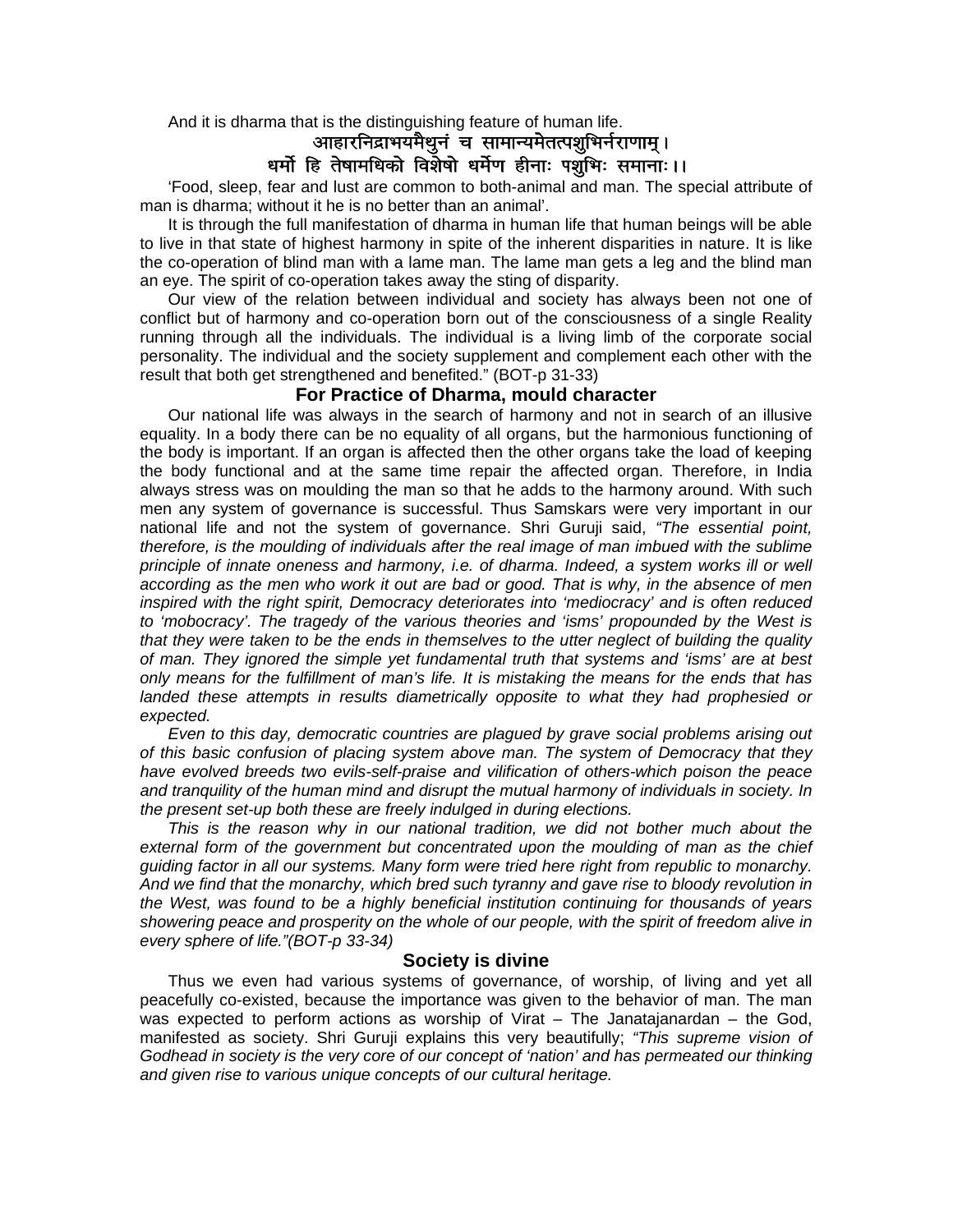And it is dharma that is the distinguishing feature of human life.

आहारनिद्राभयमैथुनं च सामान्यमेतत्पशुभिर्नराणाम् ।
धर्मो हि तेषामधिको विशेषो धर्मेण हीनाः पशुभिः समानाः ।।

'Food, sleep, fear and lust are common to both-animal and man. The special attribute of man is dharma; without it he is no better than an animal'.

It is through the full manifestation of dharma in human life that human beings will be able to live in that state of highest harmony in spite of the inherent disparities in nature. It is like the co-operation of blind man with a lame man. The lame man gets a leg and the blind man an eye. The spirit of co-operation takes away the sting of disparity.

Our view of the relation between individual and society has always been not one of conflict but of harmony and co-operation born out of the consciousness of a single Reality running through all the individuals. The individual is a living limb of the corporate social personality. The individual and the society supplement and complement each other with the result that both get strengthened and benefited." (BOT-p 31-33)

## For Practice of Dharma, mould character

Our national life was always in the search of harmony and not in search of an illusive equality. In a body there can be no equality of all organs, but the harmonious functioning of the body is important. If an organ is affected then the other organs take the load of keeping the body functional and at the same time repair the affected organ. Therefore, in India always stress was on moulding the man so that he adds to the harmony around. With such men any system of governance is successful. Thus Samskars were very important in our national life and not the system of governance. Shri Guruji said, *"The essential point, therefore, is the moulding of individuals after the real image of man imbued with the sublime principle of innate oneness and harmony, i.e. of dharma. Indeed, a system works ill or well according as the men who work it out are bad or good. That is why, in the absence of men inspired with the right spirit, Democracy deteriorates into 'mediocracy' and is often reduced to 'mobocracy'. The tragedy of the various theories and 'isms' propounded by the West is that they were taken to be the ends in themselves to the utter neglect of building the quality of man. They ignored the simple yet fundamental truth that systems and 'isms' are at best only means for the fulfillment of man's life. It is mistaking the means for the ends that has landed these attempts in results diametrically opposite to what they had prophesied or expected.*

*Even to this day, democratic countries are plagued by grave social problems arising out of this basic confusion of placing system above man. The system of Democracy that they have evolved breeds two evils-self-praise and vilification of others-which poison the peace and tranquility of the human mind and disrupt the mutual harmony of individuals in society. In the present set-up both these are freely indulged in during elections.*

*This is the reason why in our national tradition, we did not bother much about the external form of the government but concentrated upon the moulding of man as the chief guiding factor in all our systems. Many form were tried here right from republic to monarchy. And we find that the monarchy, which bred such tyranny and gave rise to bloody revolution in the West, was found to be a highly beneficial institution continuing for thousands of years showering peace and prosperity on the whole of our people, with the spirit of freedom alive in every sphere of life."(BOT-p 33-34)*

## Society is divine

Thus we even had various systems of governance, of worship, of living and yet all peacefully co-existed, because the importance was given to the behavior of man. The man was expected to perform actions as worship of Virat – The Janatajanardan – the God, manifested as society. Shri Guruji explains this very beautifully; *"This supreme vision of Godhead in society is the very core of our concept of 'nation' and has permeated our thinking and given rise to various unique concepts of our cultural heritage.*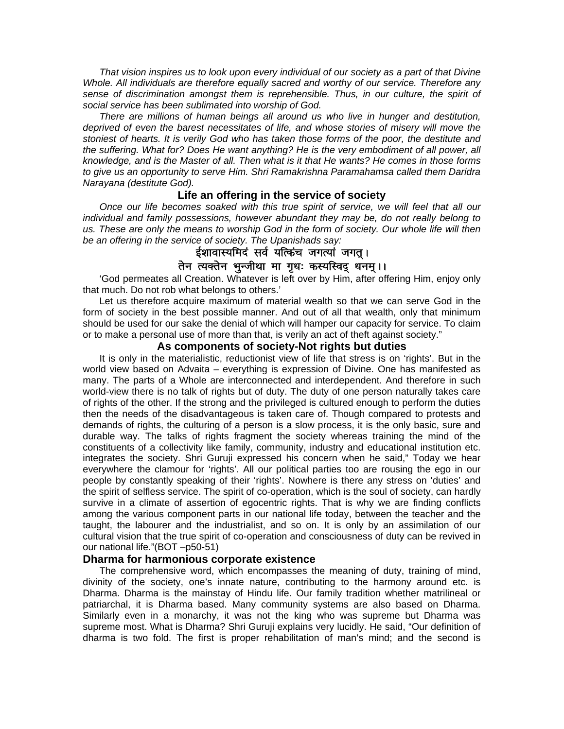*That vision inspires us to look upon every individual of our society as a part of that Divine Whole. All individuals are therefore equally sacred and worthy of our service. Therefore any sense of discrimination amongst them is reprehensible. Thus, in our culture, the spirit of social service has been sublimated into worship of God.*

*There are millions of human beings all around us who live in hunger and destitution, deprived of even the barest necessitates of life, and whose stories of misery will move the stoniest of hearts. It is verily God who has taken those forms of the poor, the destitute and the suffering. What for? Does He want anything? He is the very embodiment of all power, all knowledge, and is the Master of all. Then what is it that He wants? He comes in those forms to give us an opportunity to serve Him. Shri Ramakrishna Paramahamsa called them Daridra Narayana (destitute God).*

### Life an offering in the service of society

*Once our life becomes soaked with this true spirit of service, we will feel that all our individual and family possessions, however abundant they may be, do not really belong to us. These are only the means to worship God in the form of society. Our whole life will then be an offering in the service of society. The Upanishads say:*

**ईशावास्यमिदं सर्व यत्किंच जगत्यां जगत् ।**
**तेन त्यक्तेन भुन्जीथा मा गृधः कस्यस्विद् धनम् ।।**

'God permeates all Creation. Whatever is left over by Him, after offering Him, enjoy only that much. Do not rob what belongs to others.'

Let us therefore acquire maximum of material wealth so that we can serve God in the form of society in the best possible manner. And out of all that wealth, only that minimum should be used for our sake the denial of which will hamper our capacity for service. To claim or to make a personal use of more than that, is verily an act of theft against society."

### As components of society-Not rights but duties

It is only in the materialistic, reductionist view of life that stress is on 'rights'. But in the world view based on Advaita – everything is expression of Divine. One has manifested as many. The parts of a Whole are interconnected and interdependent. And therefore in such world-view there is no talk of rights but of duty. The duty of one person naturally takes care of rights of the other. If the strong and the privileged is cultured enough to perform the duties then the needs of the disadvantageous is taken care of. Though compared to protests and demands of rights, the culturing of a person is a slow process, it is the only basic, sure and durable way. The talks of rights fragment the society whereas training the mind of the constituents of a collectivity like family, community, industry and educational institution etc. integrates the society. Shri Guruji expressed his concern when he said," Today we hear everywhere the clamour for 'rights'. All our political parties too are rousing the ego in our people by constantly speaking of their 'rights'. Nowhere is there any stress on 'duties' and the spirit of selfless service. The spirit of co-operation, which is the soul of society, can hardly survive in a climate of assertion of egocentric rights. That is why we are finding conflicts among the various component parts in our national life today, between the teacher and the taught, the labourer and the industrialist, and so on. It is only by an assimilation of our cultural vision that the true spirit of co-operation and consciousness of duty can be revived in our national life."(BOT –p50-51)

### Dharma for harmonious corporate existence

The comprehensive word, which encompasses the meaning of duty, training of mind, divinity of the society, one's innate nature, contributing to the harmony around etc. is Dharma. Dharma is the mainstay of Hindu life. Our family tradition whether matrilineal or patriarchal, it is Dharma based. Many community systems are also based on Dharma. Similarly even in a monarchy, it was not the king who was supreme but Dharma was supreme most. What is Dharma? Shri Guruji explains very lucidly. He said, "Our definition of dharma is two fold. The first is proper rehabilitation of man's mind; and the second is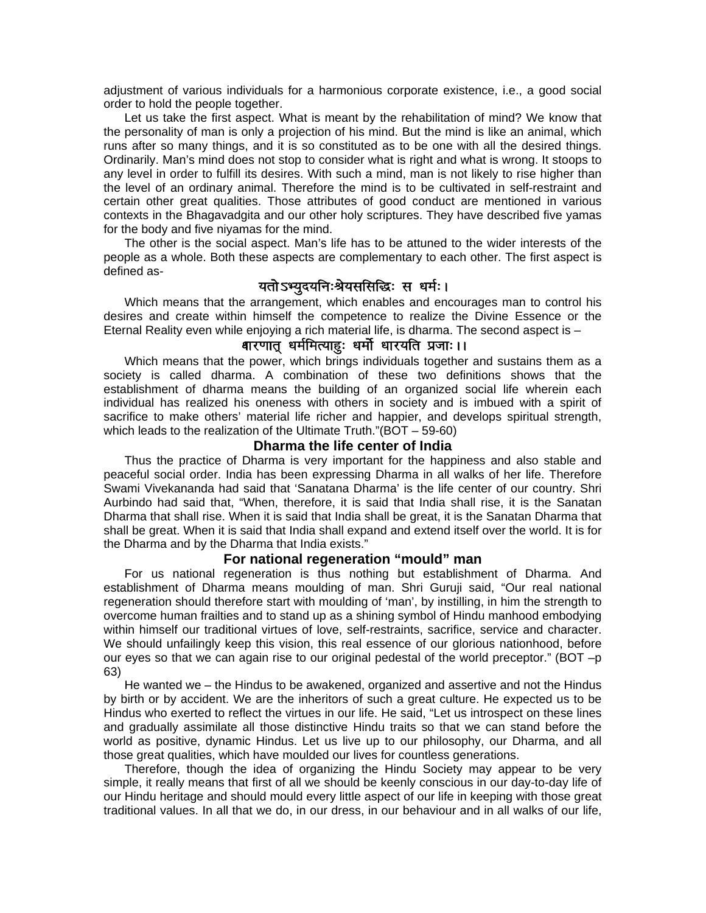adjustment of various individuals for a harmonious corporate existence, i.e., a good social order to hold the people together.

Let us take the first aspect. What is meant by the rehabilitation of mind? We know that the personality of man is only a projection of his mind. But the mind is like an animal, which runs after so many things, and it is so constituted as to be one with all the desired things. Ordinarily. Man's mind does not stop to consider what is right and what is wrong. It stoops to any level in order to fulfill its desires. With such a mind, man is not likely to rise higher than the level of an ordinary animal. Therefore the mind is to be cultivated in self-restraint and certain other great qualities. Those attributes of good conduct are mentioned in various contexts in the Bhagavadgita and our other holy scriptures. They have described five yamas for the body and five niyamas for the mind.

The other is the social aspect. Man's life has to be attuned to the wider interests of the people as a whole. Both these aspects are complementary to each other. The first aspect is defined as-

यतोऽभ्युदयनिःश्रेयससिद्धिः स धर्मः।

Which means that the arrangement, which enables and encourages man to control his desires and create within himself the competence to realize the Divine Essence or the Eternal Reality even while enjoying a rich material life, is dharma. The second aspect is –

धारणात् धर्ममित्याहुः धर्मो धारयति प्रजाः।।

Which means that the power, which brings individuals together and sustains them as a society is called dharma. A combination of these two definitions shows that the establishment of dharma means the building of an organized social life wherein each individual has realized his oneness with others in society and is imbued with a spirit of sacrifice to make others' material life richer and happier, and develops spiritual strength, which leads to the realization of the Ultimate Truth."(BOT – 59-60)

## Dharma the life center of India

Thus the practice of Dharma is very important for the happiness and also stable and peaceful social order. India has been expressing Dharma in all walks of her life. Therefore Swami Vivekananda had said that 'Sanatana Dharma' is the life center of our country. Shri Aurbindo had said that, "When, therefore, it is said that India shall rise, it is the Sanatan Dharma that shall rise. When it is said that India shall be great, it is the Sanatan Dharma that shall be great. When it is said that India shall expand and extend itself over the world. It is for the Dharma and by the Dharma that India exists."

## For national regeneration "mould" man

For us national regeneration is thus nothing but establishment of Dharma. And establishment of Dharma means moulding of man. Shri Guruji said, "Our real national regeneration should therefore start with moulding of 'man', by instilling, in him the strength to overcome human frailties and to stand up as a shining symbol of Hindu manhood embodying within himself our traditional virtues of love, self-restraints, sacrifice, service and character. We should unfailingly keep this vision, this real essence of our glorious nationhood, before our eyes so that we can again rise to our original pedestal of the world preceptor." (BOT –p 63)

He wanted we – the Hindus to be awakened, organized and assertive and not the Hindus by birth or by accident. We are the inheritors of such a great culture. He expected us to be Hindus who exerted to reflect the virtues in our life. He said, "Let us introspect on these lines and gradually assimilate all those distinctive Hindu traits so that we can stand before the world as positive, dynamic Hindus. Let us live up to our philosophy, our Dharma, and all those great qualities, which have moulded our lives for countless generations.

Therefore, though the idea of organizing the Hindu Society may appear to be very simple, it really means that first of all we should be keenly conscious in our day-to-day life of our Hindu heritage and should mould every little aspect of our life in keeping with those great traditional values. In all that we do, in our dress, in our behaviour and in all walks of our life,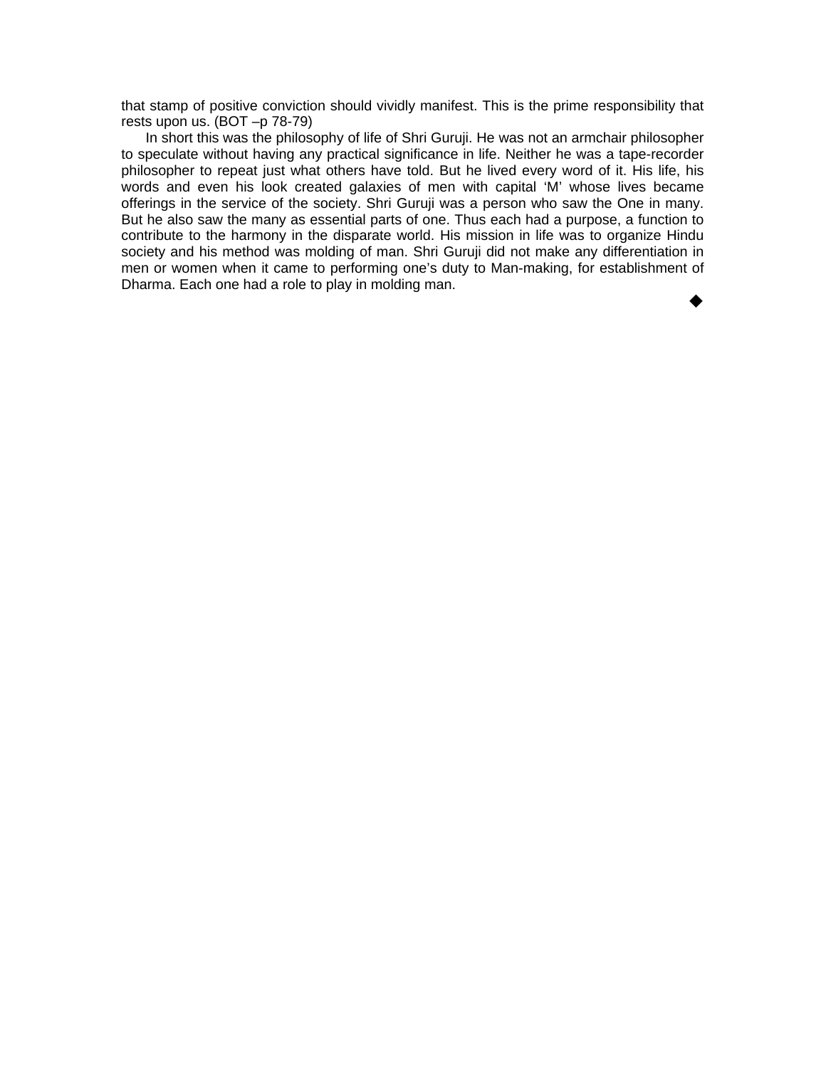that stamp of positive conviction should vividly manifest. This is the prime responsibility that rests upon us. (BOT –p 78-79)

In short this was the philosophy of life of Shri Guruji. He was not an armchair philosopher to speculate without having any practical significance in life. Neither he was a tape-recorder philosopher to repeat just what others have told. But he lived every word of it. His life, his words and even his look created galaxies of men with capital 'M' whose lives became offerings in the service of the society. Shri Guruji was a person who saw the One in many. But he also saw the many as essential parts of one. Thus each had a purpose, a function to contribute to the harmony in the disparate world. His mission in life was to organize Hindu society and his method was molding of man. Shri Guruji did not make any differentiation in men or women when it came to performing one's duty to Man-making, for establishment of Dharma. Each one had a role to play in molding man.

◆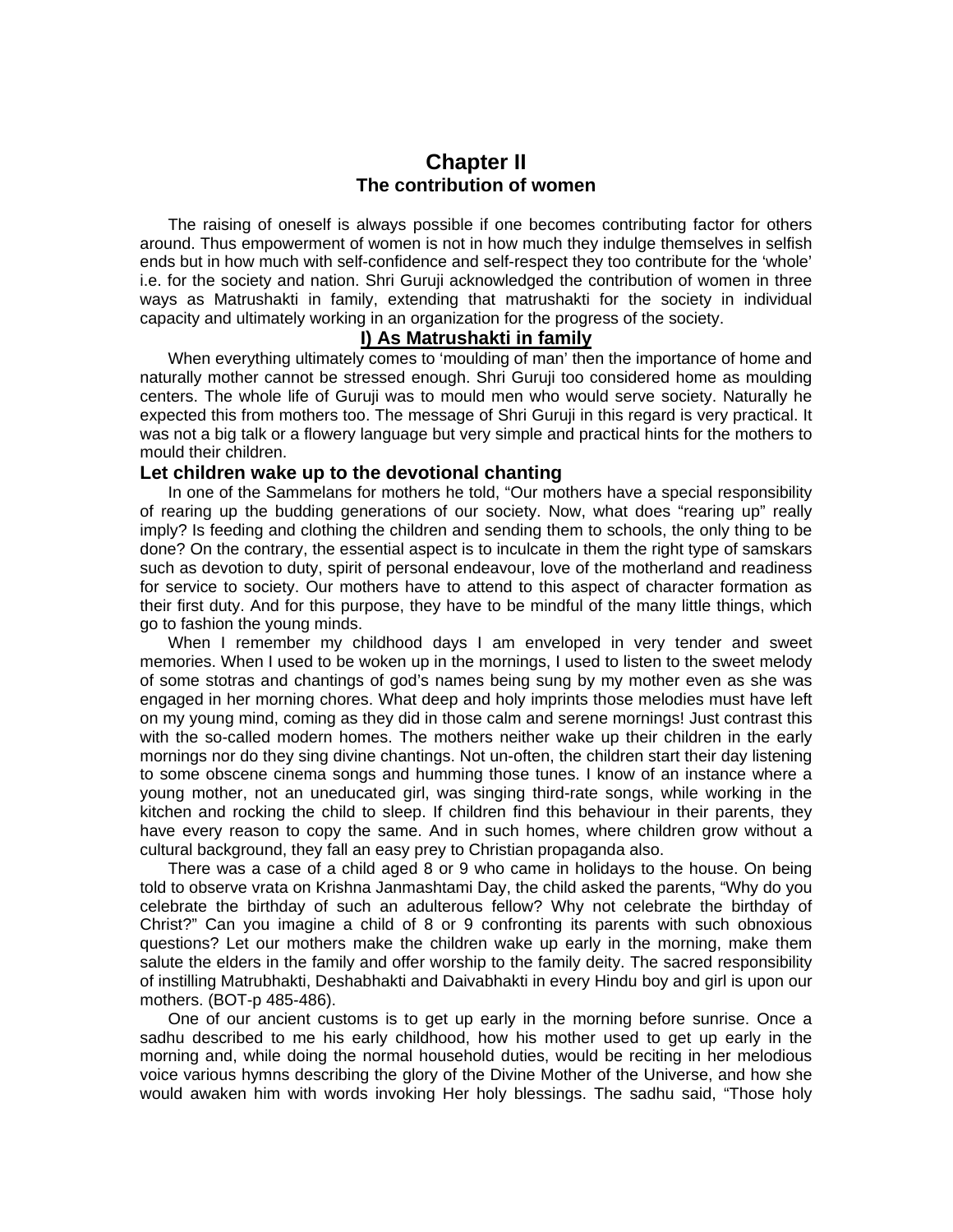# Chapter II
## The contribution of women

The raising of oneself is always possible if one becomes contributing factor for others around. Thus empowerment of women is not in how much they indulge themselves in selfish ends but in how much with self-confidence and self-respect they too contribute for the 'whole' i.e. for the society and nation. Shri Guruji acknowledged the contribution of women in three ways as Matrushakti in family, extending that matrushakti for the society in individual capacity and ultimately working in an organization for the progress of the society.

## I) As Matrushakti in family

When everything ultimately comes to 'moulding of man' then the importance of home and naturally mother cannot be stressed enough. Shri Guruji too considered home as moulding centers. The whole life of Guruji was to mould men who would serve society. Naturally he expected this from mothers too. The message of Shri Guruji in this regard is very practical. It was not a big talk or a flowery language but very simple and practical hints for the mothers to mould their children.

### Let children wake up to the devotional chanting

In one of the Sammelans for mothers he told, "Our mothers have a special responsibility of rearing up the budding generations of our society. Now, what does "rearing up" really imply? Is feeding and clothing the children and sending them to schools, the only thing to be done? On the contrary, the essential aspect is to inculcate in them the right type of samskars such as devotion to duty, spirit of personal endeavour, love of the motherland and readiness for service to society. Our mothers have to attend to this aspect of character formation as their first duty. And for this purpose, they have to be mindful of the many little things, which go to fashion the young minds.

When I remember my childhood days I am enveloped in very tender and sweet memories. When I used to be woken up in the mornings, I used to listen to the sweet melody of some stotras and chantings of god's names being sung by my mother even as she was engaged in her morning chores. What deep and holy imprints those melodies must have left on my young mind, coming as they did in those calm and serene mornings! Just contrast this with the so-called modern homes. The mothers neither wake up their children in the early mornings nor do they sing divine chantings. Not un-often, the children start their day listening to some obscene cinema songs and humming those tunes. I know of an instance where a young mother, not an uneducated girl, was singing third-rate songs, while working in the kitchen and rocking the child to sleep. If children find this behaviour in their parents, they have every reason to copy the same. And in such homes, where children grow without a cultural background, they fall an easy prey to Christian propaganda also.

There was a case of a child aged 8 or 9 who came in holidays to the house. On being told to observe vrata on Krishna Janmashtami Day, the child asked the parents, "Why do you celebrate the birthday of such an adulterous fellow? Why not celebrate the birthday of Christ?" Can you imagine a child of 8 or 9 confronting its parents with such obnoxious questions? Let our mothers make the children wake up early in the morning, make them salute the elders in the family and offer worship to the family deity. The sacred responsibility of instilling Matrubhakti, Deshabhakti and Daivabhakti in every Hindu boy and girl is upon our mothers. (BOT-p 485-486).

One of our ancient customs is to get up early in the morning before sunrise. Once a sadhu described to me his early childhood, how his mother used to get up early in the morning and, while doing the normal household duties, would be reciting in her melodious voice various hymns describing the glory of the Divine Mother of the Universe, and how she would awaken him with words invoking Her holy blessings. The sadhu said, "Those holy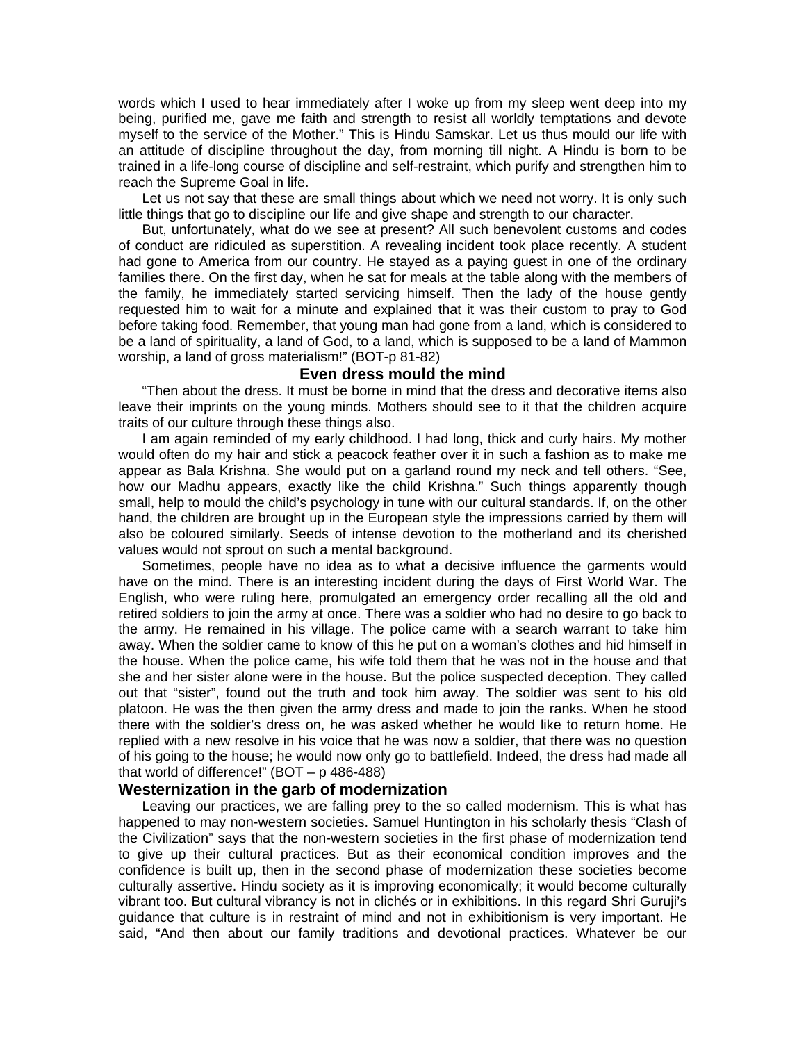words which I used to hear immediately after I woke up from my sleep went deep into my being, purified me, gave me faith and strength to resist all worldly temptations and devote myself to the service of the Mother." This is Hindu Samskar. Let us thus mould our life with an attitude of discipline throughout the day, from morning till night. A Hindu is born to be trained in a life-long course of discipline and self-restraint, which purify and strengthen him to reach the Supreme Goal in life.

Let us not say that these are small things about which we need not worry. It is only such little things that go to discipline our life and give shape and strength to our character.

But, unfortunately, what do we see at present? All such benevolent customs and codes of conduct are ridiculed as superstition. A revealing incident took place recently. A student had gone to America from our country. He stayed as a paying guest in one of the ordinary families there. On the first day, when he sat for meals at the table along with the members of the family, he immediately started servicing himself. Then the lady of the house gently requested him to wait for a minute and explained that it was their custom to pray to God before taking food. Remember, that young man had gone from a land, which is considered to be a land of spirituality, a land of God, to a land, which is supposed to be a land of Mammon worship, a land of gross materialism!" (BOT-p 81-82)

### Even dress mould the mind

"Then about the dress. It must be borne in mind that the dress and decorative items also leave their imprints on the young minds. Mothers should see to it that the children acquire traits of our culture through these things also.

I am again reminded of my early childhood. I had long, thick and curly hairs. My mother would often do my hair and stick a peacock feather over it in such a fashion as to make me appear as Bala Krishna. She would put on a garland round my neck and tell others. "See, how our Madhu appears, exactly like the child Krishna." Such things apparently though small, help to mould the child's psychology in tune with our cultural standards. If, on the other hand, the children are brought up in the European style the impressions carried by them will also be coloured similarly. Seeds of intense devotion to the motherland and its cherished values would not sprout on such a mental background.

Sometimes, people have no idea as to what a decisive influence the garments would have on the mind. There is an interesting incident during the days of First World War. The English, who were ruling here, promulgated an emergency order recalling all the old and retired soldiers to join the army at once. There was a soldier who had no desire to go back to the army. He remained in his village. The police came with a search warrant to take him away. When the soldier came to know of this he put on a woman's clothes and hid himself in the house. When the police came, his wife told them that he was not in the house and that she and her sister alone were in the house. But the police suspected deception. They called out that "sister", found out the truth and took him away. The soldier was sent to his old platoon. He was the then given the army dress and made to join the ranks. When he stood there with the soldier's dress on, he was asked whether he would like to return home. He replied with a new resolve in his voice that he was now a soldier, that there was no question of his going to the house; he would now only go to battlefield. Indeed, the dress had made all that world of difference!" (BOT – p 486-488)

### Westernization in the garb of modernization

Leaving our practices, we are falling prey to the so called modernism. This is what has happened to may non-western societies. Samuel Huntington in his scholarly thesis "Clash of the Civilization" says that the non-western societies in the first phase of modernization tend to give up their cultural practices. But as their economical condition improves and the confidence is built up, then in the second phase of modernization these societies become culturally assertive. Hindu society as it is improving economically; it would become culturally vibrant too. But cultural vibrancy is not in clichés or in exhibitions. In this regard Shri Guruji's guidance that culture is in restraint of mind and not in exhibitionism is very important. He said, "And then about our family traditions and devotional practices. Whatever be our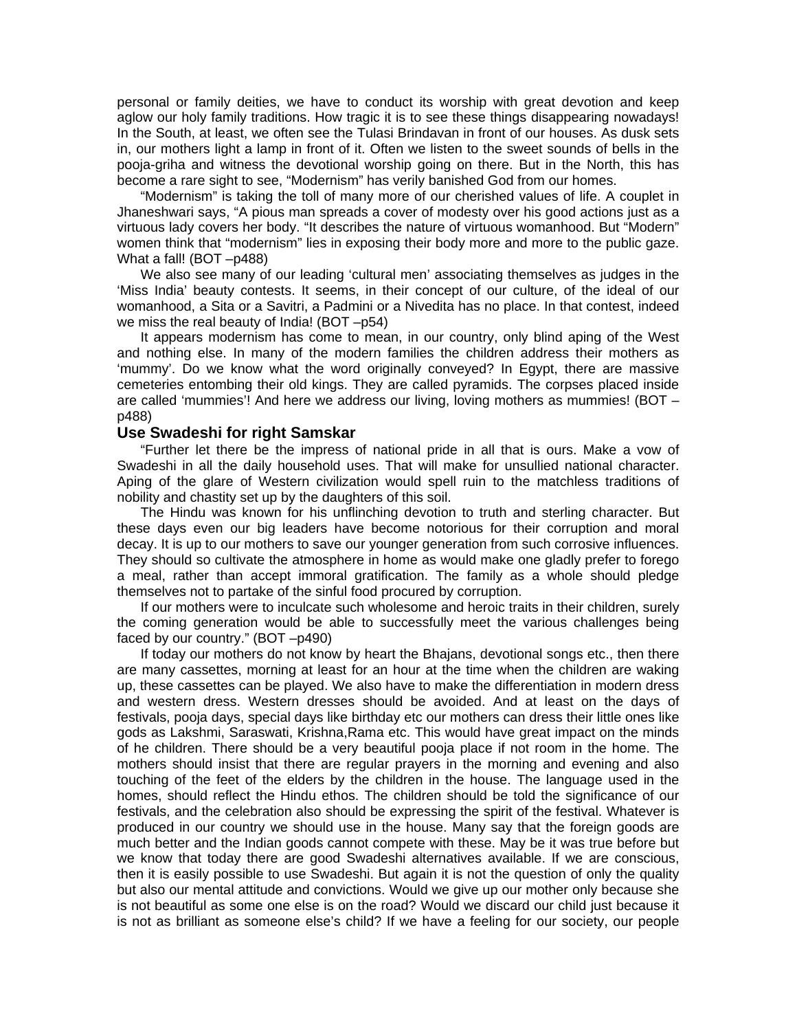personal or family deities, we have to conduct its worship with great devotion and keep aglow our holy family traditions. How tragic it is to see these things disappearing nowadays! In the South, at least, we often see the Tulasi Brindavan in front of our houses. As dusk sets in, our mothers light a lamp in front of it. Often we listen to the sweet sounds of bells in the pooja-griha and witness the devotional worship going on there. But in the North, this has become a rare sight to see, "Modernism" has verily banished God from our homes.

"Modernism" is taking the toll of many more of our cherished values of life. A couplet in Jhaneshwari says, "A pious man spreads a cover of modesty over his good actions just as a virtuous lady covers her body. "It describes the nature of virtuous womanhood. But "Modern" women think that "modernism" lies in exposing their body more and more to the public gaze. What a fall! (BOT –p488)

We also see many of our leading 'cultural men' associating themselves as judges in the 'Miss India' beauty contests. It seems, in their concept of our culture, of the ideal of our womanhood, a Sita or a Savitri, a Padmini or a Nivedita has no place. In that contest, indeed we miss the real beauty of India! (BOT –p54)

It appears modernism has come to mean, in our country, only blind aping of the West and nothing else. In many of the modern families the children address their mothers as 'mummy'. Do we know what the word originally conveyed? In Egypt, there are massive cemeteries entombing their old kings. They are called pyramids. The corpses placed inside are called 'mummies'! And here we address our living, loving mothers as mummies! (BOT –p488)

### Use Swadeshi for right Samskar

"Further let there be the impress of national pride in all that is ours. Make a vow of Swadeshi in all the daily household uses. That will make for unsullied national character. Aping of the glare of Western civilization would spell ruin to the matchless traditions of nobility and chastity set up by the daughters of this soil.

The Hindu was known for his unflinching devotion to truth and sterling character. But these days even our big leaders have become notorious for their corruption and moral decay. It is up to our mothers to save our younger generation from such corrosive influences. They should so cultivate the atmosphere in home as would make one gladly prefer to forego a meal, rather than accept immoral gratification. The family as a whole should pledge themselves not to partake of the sinful food procured by corruption.

If our mothers were to inculcate such wholesome and heroic traits in their children, surely the coming generation would be able to successfully meet the various challenges being faced by our country." (BOT –p490)

If today our mothers do not know by heart the Bhajans, devotional songs etc., then there are many cassettes, morning at least for an hour at the time when the children are waking up, these cassettes can be played. We also have to make the differentiation in modern dress and western dress. Western dresses should be avoided. And at least on the days of festivals, pooja days, special days like birthday etc our mothers can dress their little ones like gods as Lakshmi, Saraswati, Krishna,Rama etc. This would have great impact on the minds of he children. There should be a very beautiful pooja place if not room in the home. The mothers should insist that there are regular prayers in the morning and evening and also touching of the feet of the elders by the children in the house. The language used in the homes, should reflect the Hindu ethos. The children should be told the significance of our festivals, and the celebration also should be expressing the spirit of the festival. Whatever is produced in our country we should use in the house. Many say that the foreign goods are much better and the Indian goods cannot compete with these. May be it was true before but we know that today there are good Swadeshi alternatives available. If we are conscious, then it is easily possible to use Swadeshi. But again it is not the question of only the quality but also our mental attitude and convictions. Would we give up our mother only because she is not beautiful as some one else is on the road? Would we discard our child just because it is not as brilliant as someone else's child? If we have a feeling for our society, our people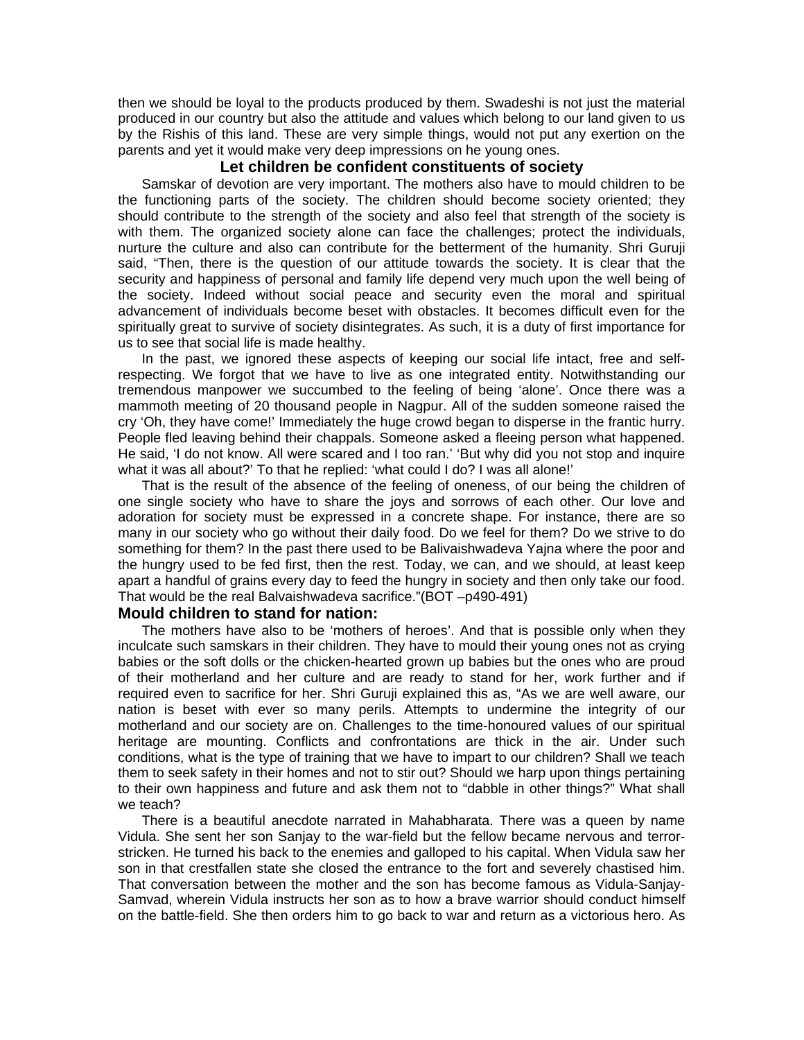then we should be loyal to the products produced by them. Swadeshi is not just the material produced in our country but also the attitude and values which belong to our land given to us by the Rishis of this land. These are very simple things, would not put any exertion on the parents and yet it would make very deep impressions on he young ones.

## Let children be confident constituents of society

Samskar of devotion are very important. The mothers also have to mould children to be the functioning parts of the society. The children should become society oriented; they should contribute to the strength of the society and also feel that strength of the society is with them. The organized society alone can face the challenges; protect the individuals, nurture the culture and also can contribute for the betterment of the humanity. Shri Guruji said, "Then, there is the question of our attitude towards the society. It is clear that the security and happiness of personal and family life depend very much upon the well being of the society. Indeed without social peace and security even the moral and spiritual advancement of individuals become beset with obstacles. It becomes difficult even for the spiritually great to survive of society disintegrates. As such, it is a duty of first importance for us to see that social life is made healthy.

In the past, we ignored these aspects of keeping our social life intact, free and self-respecting. We forgot that we have to live as one integrated entity. Notwithstanding our tremendous manpower we succumbed to the feeling of being 'alone'. Once there was a mammoth meeting of 20 thousand people in Nagpur. All of the sudden someone raised the cry 'Oh, they have come!' Immediately the huge crowd began to disperse in the frantic hurry. People fled leaving behind their chappals. Someone asked a fleeing person what happened. He said, 'I do not know. All were scared and I too ran.' 'But why did you not stop and inquire what it was all about?' To that he replied: 'what could I do? I was all alone!'

That is the result of the absence of the feeling of oneness, of our being the children of one single society who have to share the joys and sorrows of each other. Our love and adoration for society must be expressed in a concrete shape. For instance, there are so many in our society who go without their daily food. Do we feel for them? Do we strive to do something for them? In the past there used to be Balivaishwadeva Yajna where the poor and the hungry used to be fed first, then the rest. Today, we can, and we should, at least keep apart a handful of grains every day to feed the hungry in society and then only take our food. That would be the real Balvaishwadeva sacrifice."(BOT –p490-491)

## Mould children to stand for nation:

The mothers have also to be 'mothers of heroes'. And that is possible only when they inculcate such samskars in their children. They have to mould their young ones not as crying babies or the soft dolls or the chicken-hearted grown up babies but the ones who are proud of their motherland and her culture and are ready to stand for her, work further and if required even to sacrifice for her. Shri Guruji explained this as, "As we are well aware, our nation is beset with ever so many perils. Attempts to undermine the integrity of our motherland and our society are on. Challenges to the time-honoured values of our spiritual heritage are mounting. Conflicts and confrontations are thick in the air. Under such conditions, what is the type of training that we have to impart to our children? Shall we teach them to seek safety in their homes and not to stir out? Should we harp upon things pertaining to their own happiness and future and ask them not to "dabble in other things?" What shall we teach?

There is a beautiful anecdote narrated in Mahabharata. There was a queen by name Vidula. She sent her son Sanjay to the war-field but the fellow became nervous and terror-stricken. He turned his back to the enemies and galloped to his capital. When Vidula saw her son in that crestfallen state she closed the entrance to the fort and severely chastised him. That conversation between the mother and the son has become famous as Vidula-Sanjay-Samvad, wherein Vidula instructs her son as to how a brave warrior should conduct himself on the battle-field. She then orders him to go back to war and return as a victorious hero. As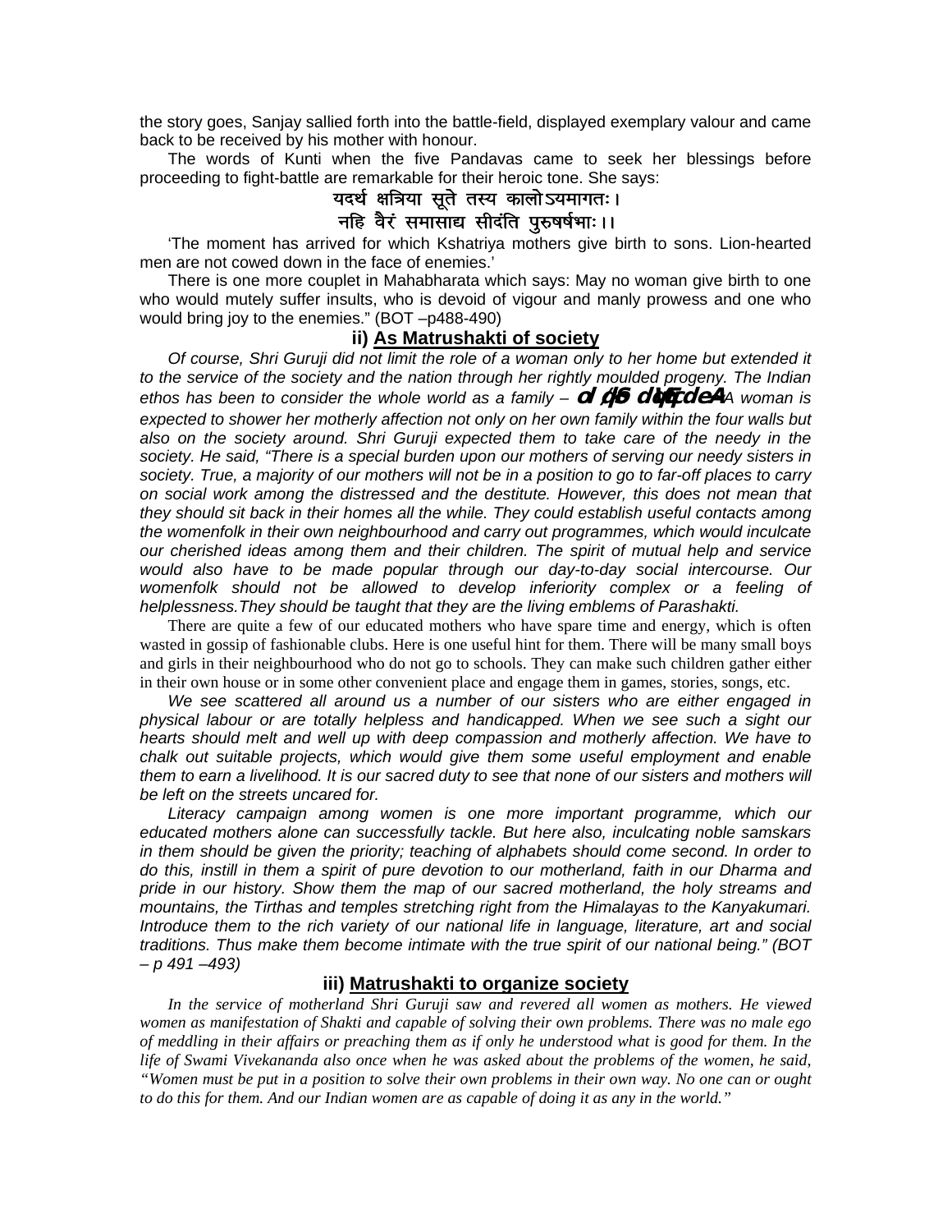the story goes, Sanjay sallied forth into the battle-field, displayed exemplary valour and came back to be received by his mother with honour.

The words of Kunti when the five Pandavas came to seek her blessings before proceeding to fight-battle are remarkable for their heroic tone. She says:

यदर्थं क्षत्रिया सूते तस्य कालोऽयमागतः।
नहि वैरं समासाद्य सीदंति पुरुषर्षभाः।।

'The moment has arrived for which Kshatriya mothers give birth to sons. Lion-hearted men are not cowed down in the face of enemies.'

There is one more couplet in Mahabharata which says: May no woman give birth to one who would mutely suffer insults, who is devoid of vigour and manly prowess and one who would bring joy to the enemies." (BOT –p488-490)

### ii) As Matrushakti of society

*Of course, Shri Guruji did not limit the role of a woman only to her home but extended it to the service of the society and the nation through her rightly moulded progeny. The Indian ethos has been to consider the whole world as a family –* **वसुधैव कुटुम्बकम्** *A woman is expected to shower her motherly affection not only on her own family within the four walls but also on the society around. Shri Guruji expected them to take care of the needy in the society. He said, "There is a special burden upon our mothers of serving our needy sisters in society. True, a majority of our mothers will not be in a position to go to far-off places to carry on social work among the distressed and the destitute. However, this does not mean that they should sit back in their homes all the while. They could establish useful contacts among the womenfolk in their own neighbourhood and carry out programmes, which would inculcate our cherished ideas among them and their children. The spirit of mutual help and service would also have to be made popular through our day-to-day social intercourse. Our womenfolk should not be allowed to develop inferiority complex or a feeling of helplessness.They should be taught that they are the living emblems of Parashakti.*

There are quite a few of our educated mothers who have spare time and energy, which is often wasted in gossip of fashionable clubs. Here is one useful hint for them. There will be many small boys and girls in their neighbourhood who do not go to schools. They can make such children gather either in their own house or in some other convenient place and engage them in games, stories, songs, etc.

*We see scattered all around us a number of our sisters who are either engaged in physical labour or are totally helpless and handicapped. When we see such a sight our hearts should melt and well up with deep compassion and motherly affection. We have to chalk out suitable projects, which would give them some useful employment and enable them to earn a livelihood. It is our sacred duty to see that none of our sisters and mothers will be left on the streets uncared for.*

*Literacy campaign among women is one more important programme, which our educated mothers alone can successfully tackle. But here also, inculcating noble samskars in them should be given the priority; teaching of alphabets should come second. In order to do this, instill in them a spirit of pure devotion to our motherland, faith in our Dharma and pride in our history. Show them the map of our sacred motherland, the holy streams and mountains, the Tirthas and temples stretching right from the Himalayas to the Kanyakumari. Introduce them to the rich variety of our national life in language, literature, art and social traditions. Thus make them become intimate with the true spirit of our national being." (BOT – p 491 –493)*

### iii) Matrushakti to organize society

*In the service of motherland Shri Guruji saw and revered all women as mothers. He viewed women as manifestation of Shakti and capable of solving their own problems. There was no male ego of meddling in their affairs or preaching them as if only he understood what is good for them. In the life of Swami Vivekananda also once when he was asked about the problems of the women, he said, "Women must be put in a position to solve their own problems in their own way. No one can or ought to do this for them. And our Indian women are as capable of doing it as any in the world."*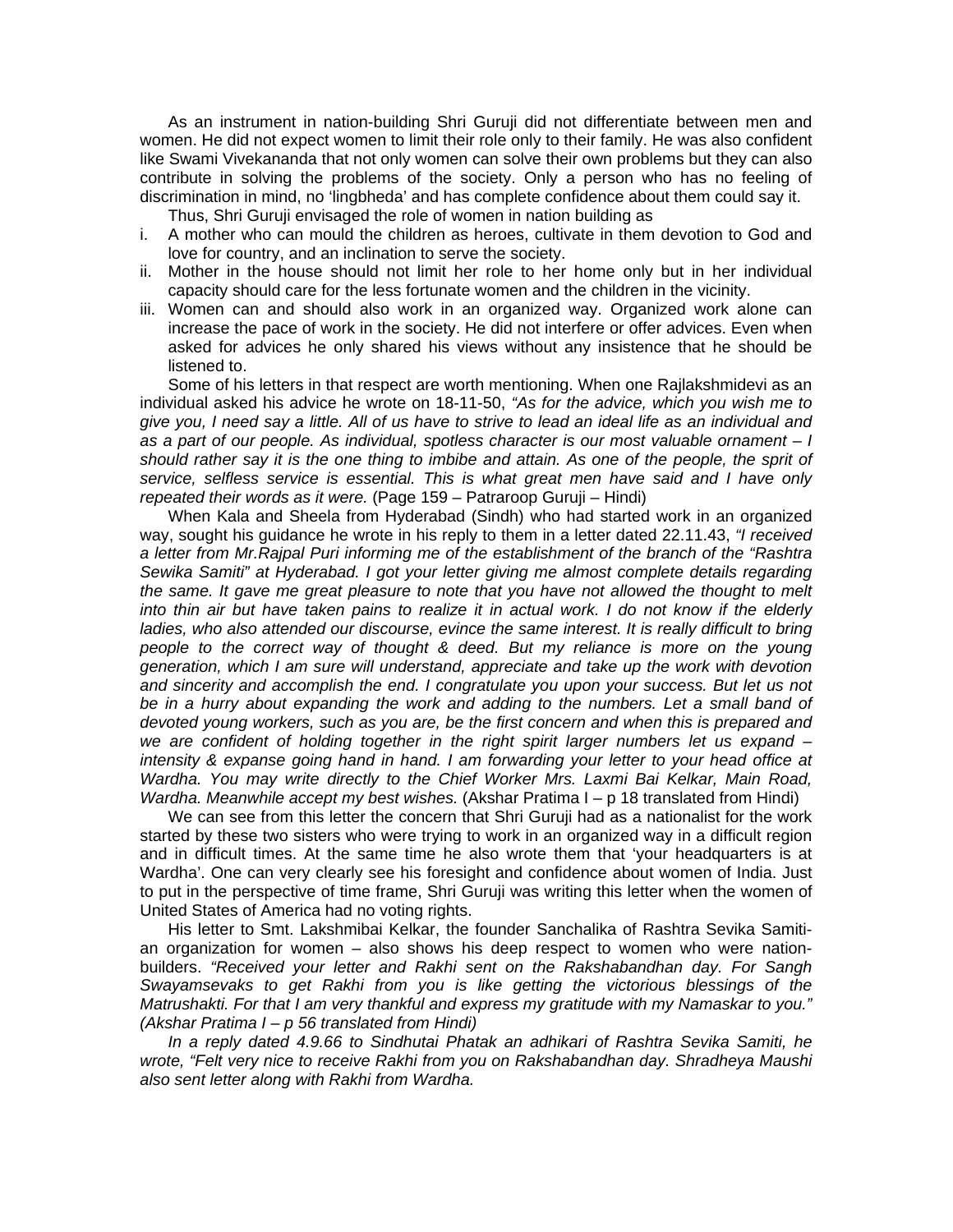As an instrument in nation-building Shri Guruji did not differentiate between men and women. He did not expect women to limit their role only to their family. He was also confident like Swami Vivekananda that not only women can solve their own problems but they can also contribute in solving the problems of the society. Only a person who has no feeling of discrimination in mind, no 'lingbheda' and has complete confidence about them could say it.

Thus, Shri Guruji envisaged the role of women in nation building as

i. A mother who can mould the children as heroes, cultivate in them devotion to God and love for country, and an inclination to serve the society.
ii. Mother in the house should not limit her role to her home only but in her individual capacity should care for the less fortunate women and the children in the vicinity.
iii. Women can and should also work in an organized way. Organized work alone can increase the pace of work in the society. He did not interfere or offer advices. Even when asked for advices he only shared his views without any insistence that he should be listened to.

Some of his letters in that respect are worth mentioning. When one Rajlakshmidevi as an individual asked his advice he wrote on 18-11-50, *"As for the advice, which you wish me to give you, I need say a little. All of us have to strive to lead an ideal life as an individual and as a part of our people. As individual, spotless character is our most valuable ornament – I should rather say it is the one thing to imbibe and attain. As one of the people, the sprit of service, selfless service is essential. This is what great men have said and I have only repeated their words as it were.* (Page 159 – Patraroop Guruji – Hindi)

When Kala and Sheela from Hyderabad (Sindh) who had started work in an organized way, sought his guidance he wrote in his reply to them in a letter dated 22.11.43, *"I received a letter from Mr.Rajpal Puri informing me of the establishment of the branch of the "Rashtra Sewika Samiti" at Hyderabad. I got your letter giving me almost complete details regarding the same. It gave me great pleasure to note that you have not allowed the thought to melt into thin air but have taken pains to realize it in actual work. I do not know if the elderly ladies, who also attended our discourse, evince the same interest. It is really difficult to bring people to the correct way of thought & deed. But my reliance is more on the young generation, which I am sure will understand, appreciate and take up the work with devotion and sincerity and accomplish the end. I congratulate you upon your success. But let us not be in a hurry about expanding the work and adding to the numbers. Let a small band of devoted young workers, such as you are, be the first concern and when this is prepared and we are confident of holding together in the right spirit larger numbers let us expand – intensity & expanse going hand in hand. I am forwarding your letter to your head office at Wardha. You may write directly to the Chief Worker Mrs. Laxmi Bai Kelkar, Main Road, Wardha. Meanwhile accept my best wishes.* (Akshar Pratima I – p 18 translated from Hindi)

We can see from this letter the concern that Shri Guruji had as a nationalist for the work started by these two sisters who were trying to work in an organized way in a difficult region and in difficult times. At the same time he also wrote them that 'your headquarters is at Wardha'. One can very clearly see his foresight and confidence about women of India. Just to put in the perspective of time frame, Shri Guruji was writing this letter when the women of United States of America had no voting rights.

His letter to Smt. Lakshmibai Kelkar, the founder Sanchalika of Rashtra Sevika Samiti- an organization for women – also shows his deep respect to women who were nation-builders. *"Received your letter and Rakhi sent on the Rakshabandhan day. For Sangh Swayamsevaks to get Rakhi from you is like getting the victorious blessings of the Matrushakti. For that I am very thankful and express my gratitude with my Namaskar to you." (Akshar Pratima I – p 56 translated from Hindi)*

*In a reply dated 4.9.66 to Sindhutai Phatak an adhikari of Rashtra Sevika Samiti, he wrote, "Felt very nice to receive Rakhi from you on Rakshabandhan day. Shradheya Maushi also sent letter along with Rakhi from Wardha.*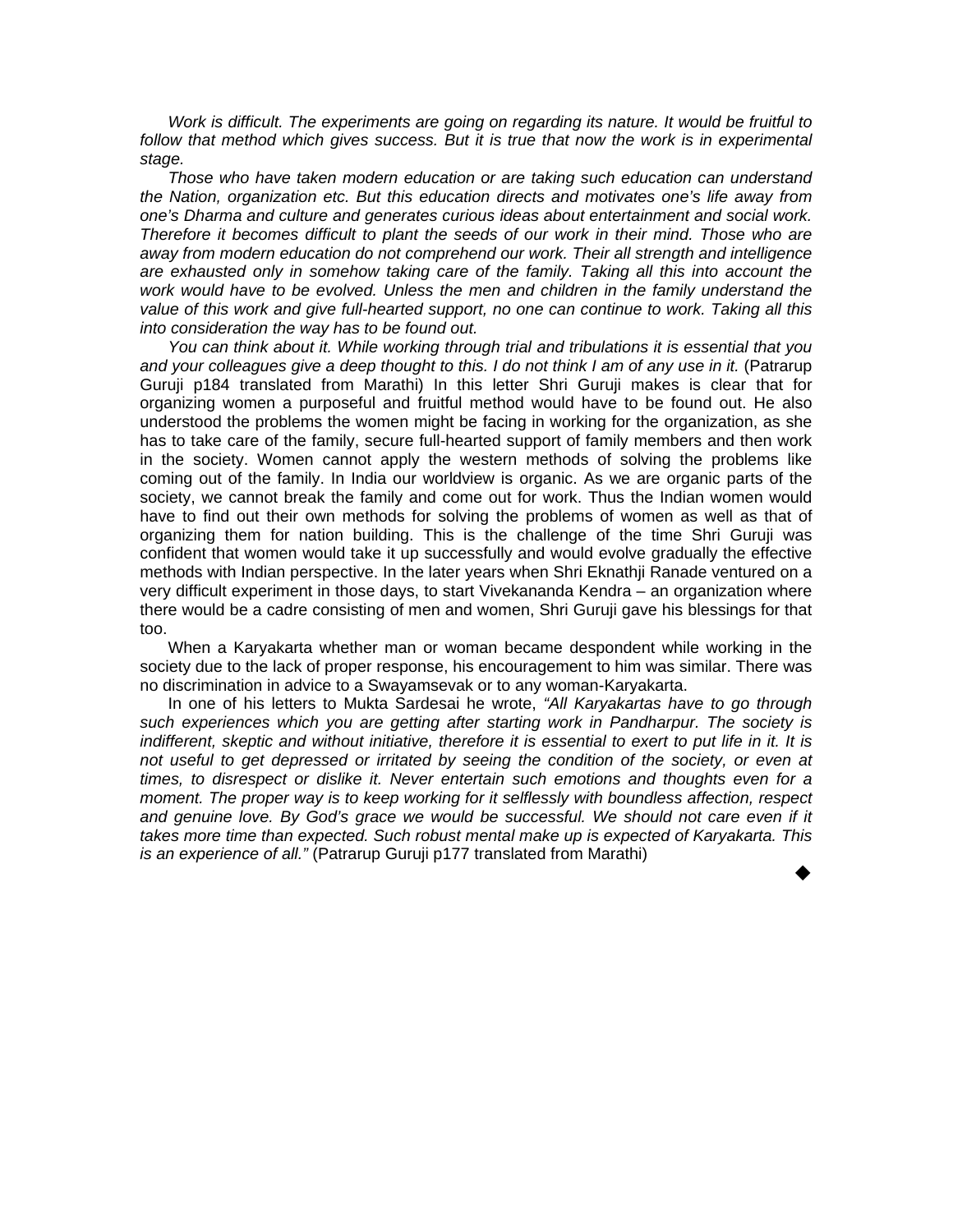*Work is difficult. The experiments are going on regarding its nature. It would be fruitful to follow that method which gives success. But it is true that now the work is in experimental stage.*

*Those who have taken modern education or are taking such education can understand the Nation, organization etc. But this education directs and motivates one's life away from one's Dharma and culture and generates curious ideas about entertainment and social work. Therefore it becomes difficult to plant the seeds of our work in their mind. Those who are away from modern education do not comprehend our work. Their all strength and intelligence are exhausted only in somehow taking care of the family. Taking all this into account the work would have to be evolved. Unless the men and children in the family understand the value of this work and give full-hearted support, no one can continue to work. Taking all this into consideration the way has to be found out.*

*You can think about it. While working through trial and tribulations it is essential that you and your colleagues give a deep thought to this. I do not think I am of any use in it.* (Patrarup Guruji p184 translated from Marathi) In this letter Shri Guruji makes is clear that for organizing women a purposeful and fruitful method would have to be found out. He also understood the problems the women might be facing in working for the organization, as she has to take care of the family, secure full-hearted support of family members and then work in the society. Women cannot apply the western methods of solving the problems like coming out of the family. In India our worldview is organic. As we are organic parts of the society, we cannot break the family and come out for work. Thus the Indian women would have to find out their own methods for solving the problems of women as well as that of organizing them for nation building. This is the challenge of the time Shri Guruji was confident that women would take it up successfully and would evolve gradually the effective methods with Indian perspective. In the later years when Shri Eknathji Ranade ventured on a very difficult experiment in those days, to start Vivekananda Kendra – an organization where there would be a cadre consisting of men and women, Shri Guruji gave his blessings for that too.

When a Karyakarta whether man or woman became despondent while working in the society due to the lack of proper response, his encouragement to him was similar. There was no discrimination in advice to a Swayamsevak or to any woman-Karyakarta.

In one of his letters to Mukta Sardesai he wrote, *"All Karyakartas have to go through such experiences which you are getting after starting work in Pandharpur. The society is indifferent, skeptic and without initiative, therefore it is essential to exert to put life in it. It is not useful to get depressed or irritated by seeing the condition of the society, or even at times, to disrespect or dislike it. Never entertain such emotions and thoughts even for a moment. The proper way is to keep working for it selflessly with boundless affection, respect and genuine love. By God's grace we would be successful. We should not care even if it takes more time than expected. Such robust mental make up is expected of Karyakarta. This is an experience of all."* (Patrarup Guruji p177 translated from Marathi)

◆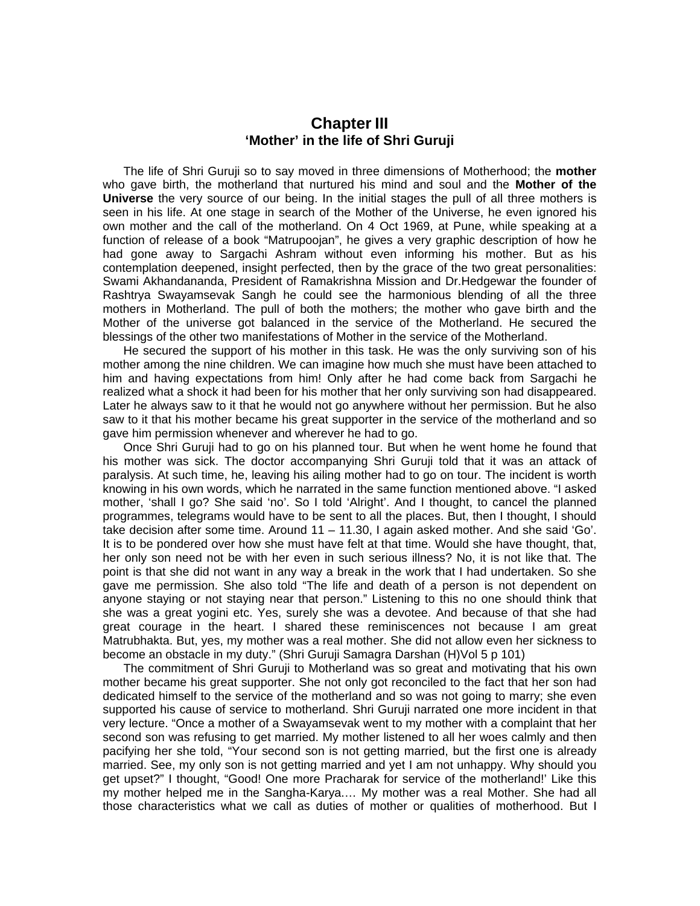# Chapter III
## 'Mother' in the life of Shri Guruji

The life of Shri Guruji so to say moved in three dimensions of Motherhood; the **mother** who gave birth, the motherland that nurtured his mind and soul and the **Mother of the Universe** the very source of our being. In the initial stages the pull of all three mothers is seen in his life. At one stage in search of the Mother of the Universe, he even ignored his own mother and the call of the motherland. On 4 Oct 1969, at Pune, while speaking at a function of release of a book "Matrupoojan", he gives a very graphic description of how he had gone away to Sargachi Ashram without even informing his mother. But as his contemplation deepened, insight perfected, then by the grace of the two great personalities: Swami Akhandananda, President of Ramakrishna Mission and Dr.Hedgewar the founder of Rashtrya Swayamsevak Sangh he could see the harmonious blending of all the three mothers in Motherland. The pull of both the mothers; the mother who gave birth and the Mother of the universe got balanced in the service of the Motherland. He secured the blessings of the other two manifestations of Mother in the service of the Motherland.

He secured the support of his mother in this task. He was the only surviving son of his mother among the nine children. We can imagine how much she must have been attached to him and having expectations from him! Only after he had come back from Sargachi he realized what a shock it had been for his mother that her only surviving son had disappeared. Later he always saw to it that he would not go anywhere without her permission. But he also saw to it that his mother became his great supporter in the service of the motherland and so gave him permission whenever and wherever he had to go.

Once Shri Guruji had to go on his planned tour. But when he went home he found that his mother was sick. The doctor accompanying Shri Guruji told that it was an attack of paralysis. At such time, he, leaving his ailing mother had to go on tour. The incident is worth knowing in his own words, which he narrated in the same function mentioned above. "I asked mother, 'shall I go? She said 'no'. So I told 'Alright'. And I thought, to cancel the planned programmes, telegrams would have to be sent to all the places. But, then I thought, I should take decision after some time. Around 11 – 11.30, I again asked mother. And she said 'Go'. It is to be pondered over how she must have felt at that time. Would she have thought, that, her only son need not be with her even in such serious illness? No, it is not like that. The point is that she did not want in any way a break in the work that I had undertaken. So she gave me permission. She also told "The life and death of a person is not dependent on anyone staying or not staying near that person." Listening to this no one should think that she was a great yogini etc. Yes, surely she was a devotee. And because of that she had great courage in the heart. I shared these reminiscences not because I am great Matrubhakta. But, yes, my mother was a real mother. She did not allow even her sickness to become an obstacle in my duty." (Shri Guruji Samagra Darshan (H)Vol 5 p 101)

The commitment of Shri Guruji to Motherland was so great and motivating that his own mother became his great supporter. She not only got reconciled to the fact that her son had dedicated himself to the service of the motherland and so was not going to marry; she even supported his cause of service to motherland. Shri Guruji narrated one more incident in that very lecture. "Once a mother of a Swayamsevak went to my mother with a complaint that her second son was refusing to get married. My mother listened to all her woes calmly and then pacifying her she told, "Your second son is not getting married, but the first one is already married. See, my only son is not getting married and yet I am not unhappy. Why should you get upset?" I thought, "Good! One more Pracharak for service of the motherland!' Like this my mother helped me in the Sangha-Karya.… My mother was a real Mother. She had all those characteristics what we call as duties of mother or qualities of motherhood. But I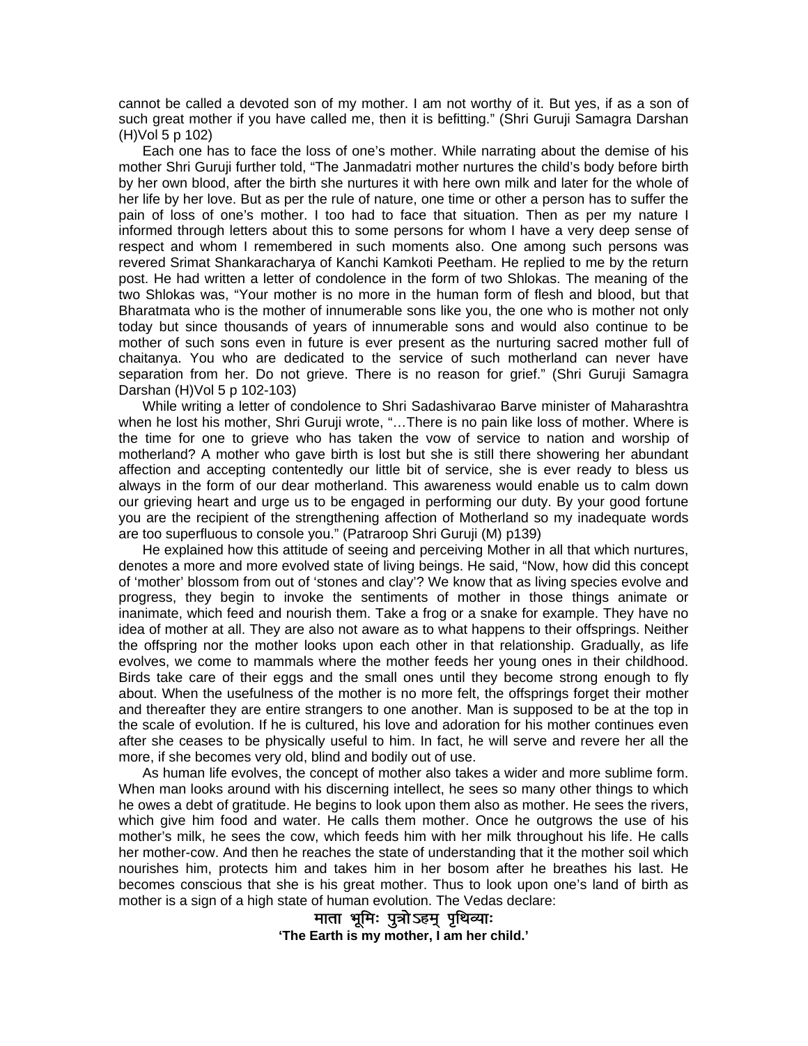cannot be called a devoted son of my mother. I am not worthy of it. But yes, if as a son of such great mother if you have called me, then it is befitting." (Shri Guruji Samagra Darshan (H)Vol 5 p 102)

Each one has to face the loss of one's mother. While narrating about the demise of his mother Shri Guruji further told, "The Janmadatri mother nurtures the child's body before birth by her own blood, after the birth she nurtures it with here own milk and later for the whole of her life by her love. But as per the rule of nature, one time or other a person has to suffer the pain of loss of one's mother. I too had to face that situation. Then as per my nature I informed through letters about this to some persons for whom I have a very deep sense of respect and whom I remembered in such moments also. One among such persons was revered Srimat Shankaracharya of Kanchi Kamkoti Peetham. He replied to me by the return post. He had written a letter of condolence in the form of two Shlokas. The meaning of the two Shlokas was, "Your mother is no more in the human form of flesh and blood, but that Bharatmata who is the mother of innumerable sons like you, the one who is mother not only today but since thousands of years of innumerable sons and would also continue to be mother of such sons even in future is ever present as the nurturing sacred mother full of chaitanya. You who are dedicated to the service of such motherland can never have separation from her. Do not grieve. There is no reason for grief." (Shri Guruji Samagra Darshan (H)Vol 5 p 102-103)

While writing a letter of condolence to Shri Sadashivarao Barve minister of Maharashtra when he lost his mother, Shri Guruji wrote, "…There is no pain like loss of mother. Where is the time for one to grieve who has taken the vow of service to nation and worship of motherland? A mother who gave birth is lost but she is still there showering her abundant affection and accepting contentedly our little bit of service, she is ever ready to bless us always in the form of our dear motherland. This awareness would enable us to calm down our grieving heart and urge us to be engaged in performing our duty. By your good fortune you are the recipient of the strengthening affection of Motherland so my inadequate words are too superfluous to console you." (Patraroop Shri Guruji (M) p139)

He explained how this attitude of seeing and perceiving Mother in all that which nurtures, denotes a more and more evolved state of living beings. He said, "Now, how did this concept of 'mother' blossom from out of 'stones and clay'? We know that as living species evolve and progress, they begin to invoke the sentiments of mother in those things animate or inanimate, which feed and nourish them. Take a frog or a snake for example. They have no idea of mother at all. They are also not aware as to what happens to their offsprings. Neither the offspring nor the mother looks upon each other in that relationship. Gradually, as life evolves, we come to mammals where the mother feeds her young ones in their childhood. Birds take care of their eggs and the small ones until they become strong enough to fly about. When the usefulness of the mother is no more felt, the offsprings forget their mother and thereafter they are entire strangers to one another. Man is supposed to be at the top in the scale of evolution. If he is cultured, his love and adoration for his mother continues even after she ceases to be physically useful to him. In fact, he will serve and revere her all the more, if she becomes very old, blind and bodily out of use.

As human life evolves, the concept of mother also takes a wider and more sublime form. When man looks around with his discerning intellect, he sees so many other things to which he owes a debt of gratitude. He begins to look upon them also as mother. He sees the rivers, which give him food and water. He calls them mother. Once he outgrows the use of his mother's milk, he sees the cow, which feeds him with her milk throughout his life. He calls her mother-cow. And then he reaches the state of understanding that it the mother soil which nourishes him, protects him and takes him in her bosom after he breathes his last. He becomes conscious that she is his great mother. Thus to look upon one's land of birth as mother is a sign of a high state of human evolution. The Vedas declare:

माता भूमिः पुत्रोऽहम् पृथिव्याः

**'The Earth is my mother, I am her child.'**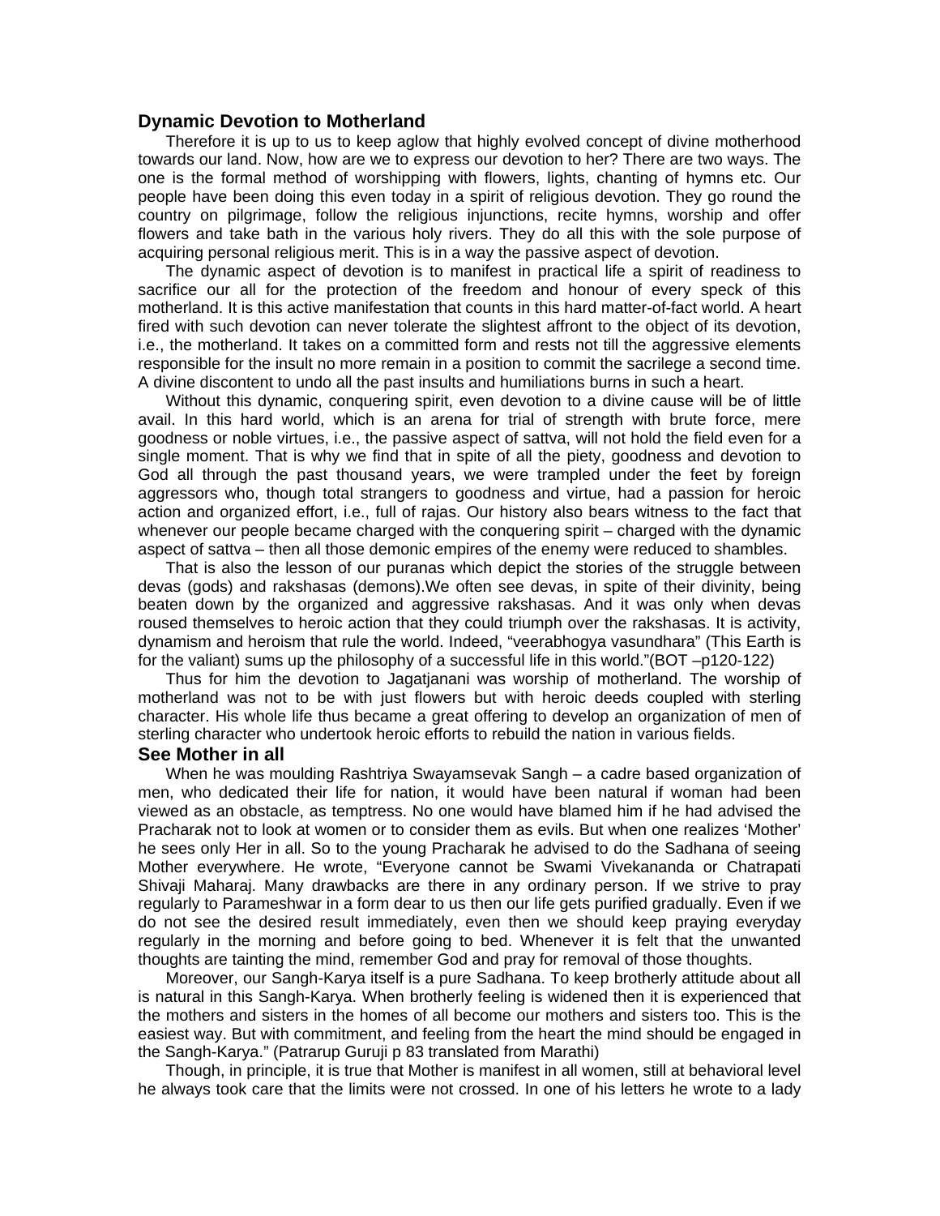## Dynamic Devotion to Motherland

Therefore it is up to us to keep aglow that highly evolved concept of divine motherhood towards our land. Now, how are we to express our devotion to her? There are two ways. The one is the formal method of worshipping with flowers, lights, chanting of hymns etc. Our people have been doing this even today in a spirit of religious devotion. They go round the country on pilgrimage, follow the religious injunctions, recite hymns, worship and offer flowers and take bath in the various holy rivers. They do all this with the sole purpose of acquiring personal religious merit. This is in a way the passive aspect of devotion.

The dynamic aspect of devotion is to manifest in practical life a spirit of readiness to sacrifice our all for the protection of the freedom and honour of every speck of this motherland. It is this active manifestation that counts in this hard matter-of-fact world. A heart fired with such devotion can never tolerate the slightest affront to the object of its devotion, i.e., the motherland. It takes on a committed form and rests not till the aggressive elements responsible for the insult no more remain in a position to commit the sacrilege a second time. A divine discontent to undo all the past insults and humiliations burns in such a heart.

Without this dynamic, conquering spirit, even devotion to a divine cause will be of little avail. In this hard world, which is an arena for trial of strength with brute force, mere goodness or noble virtues, i.e., the passive aspect of sattva, will not hold the field even for a single moment. That is why we find that in spite of all the piety, goodness and devotion to God all through the past thousand years, we were trampled under the feet by foreign aggressors who, though total strangers to goodness and virtue, had a passion for heroic action and organized effort, i.e., full of rajas. Our history also bears witness to the fact that whenever our people became charged with the conquering spirit – charged with the dynamic aspect of sattva – then all those demonic empires of the enemy were reduced to shambles.

That is also the lesson of our puranas which depict the stories of the struggle between devas (gods) and rakshasas (demons).We often see devas, in spite of their divinity, being beaten down by the organized and aggressive rakshasas. And it was only when devas roused themselves to heroic action that they could triumph over the rakshasas. It is activity, dynamism and heroism that rule the world. Indeed, "veerabhogya vasundhara" (This Earth is for the valiant) sums up the philosophy of a successful life in this world."(BOT –p120-122)

Thus for him the devotion to Jagatjanani was worship of motherland. The worship of motherland was not to be with just flowers but with heroic deeds coupled with sterling character. His whole life thus became a great offering to develop an organization of men of sterling character who undertook heroic efforts to rebuild the nation in various fields.

## See Mother in all

When he was moulding Rashtriya Swayamsevak Sangh – a cadre based organization of men, who dedicated their life for nation, it would have been natural if woman had been viewed as an obstacle, as temptress. No one would have blamed him if he had advised the Pracharak not to look at women or to consider them as evils. But when one realizes 'Mother' he sees only Her in all. So to the young Pracharak he advised to do the Sadhana of seeing Mother everywhere. He wrote, "Everyone cannot be Swami Vivekananda or Chatrapati Shivaji Maharaj. Many drawbacks are there in any ordinary person. If we strive to pray regularly to Parameshwar in a form dear to us then our life gets purified gradually. Even if we do not see the desired result immediately, even then we should keep praying everyday regularly in the morning and before going to bed. Whenever it is felt that the unwanted thoughts are tainting the mind, remember God and pray for removal of those thoughts.

Moreover, our Sangh-Karya itself is a pure Sadhana. To keep brotherly attitude about all is natural in this Sangh-Karya. When brotherly feeling is widened then it is experienced that the mothers and sisters in the homes of all become our mothers and sisters too. This is the easiest way. But with commitment, and feeling from the heart the mind should be engaged in the Sangh-Karya." (Patrarup Guruji p 83 translated from Marathi)

Though, in principle, it is true that Mother is manifest in all women, still at behavioral level he always took care that the limits were not crossed. In one of his letters he wrote to a lady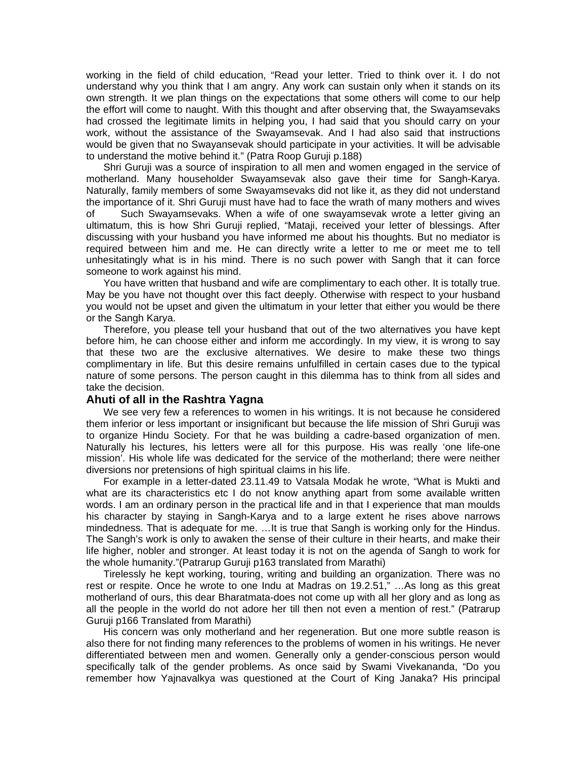working in the field of child education, "Read your letter. Tried to think over it. I do not understand why you think that I am angry. Any work can sustain only when it stands on its own strength. It we plan things on the expectations that some others will come to our help the effort will come to naught. With this thought and after observing that, the Swayamsevaks had crossed the legitimate limits in helping you, I had said that you should carry on your work, without the assistance of the Swayamsevak. And I had also said that instructions would be given that no Swayansevak should participate in your activities. It will be advisable to understand the motive behind it." (Patra Roop Guruji p.188)

Shri Guruji was a source of inspiration to all men and women engaged in the service of motherland. Many householder Swayamsevak also gave their time for Sangh-Karya. Naturally, family members of some Swayamsevaks did not like it, as they did not understand the importance of it. Shri Guruji must have had to face the wrath of many mothers and wives of Such Swayamsevaks. When a wife of one swayamsevak wrote a letter giving an ultimatum, this is how Shri Guruji replied, "Mataji, received your letter of blessings. After discussing with your husband you have informed me about his thoughts. But no mediator is required between him and me. He can directly write a letter to me or meet me to tell unhesitatingly what is in his mind. There is no such power with Sangh that it can force someone to work against his mind.

You have written that husband and wife are complimentary to each other. It is totally true. May be you have not thought over this fact deeply. Otherwise with respect to your husband you would not be upset and given the ultimatum in your letter that either you would be there or the Sangh Karya.

Therefore, you please tell your husband that out of the two alternatives you have kept before him, he can choose either and inform me accordingly. In my view, it is wrong to say that these two are the exclusive alternatives. We desire to make these two things complimentary in life. But this desire remains unfulfilled in certain cases due to the typical nature of some persons. The person caught in this dilemma has to think from all sides and take the decision.

### Ahuti of all in the Rashtra Yagna

We see very few a references to women in his writings. It is not because he considered them inferior or less important or insignificant but because the life mission of Shri Guruji was to organize Hindu Society. For that he was building a cadre-based organization of men. Naturally his lectures, his letters were all for this purpose. His was really 'one life-one mission'. His whole life was dedicated for the service of the motherland; there were neither diversions nor pretensions of high spiritual claims in his life.

For example in a letter-dated 23.11.49 to Vatsala Modak he wrote, "What is Mukti and what are its characteristics etc I do not know anything apart from some available written words. I am an ordinary person in the practical life and in that I experience that man moulds his character by staying in Sangh-Karya and to a large extent he rises above narrows mindedness. That is adequate for me. …It is true that Sangh is working only for the Hindus. The Sangh's work is only to awaken the sense of their culture in their hearts, and make their life higher, nobler and stronger. At least today it is not on the agenda of Sangh to work for the whole humanity."(Patrarup Guruji p163 translated from Marathi)

Tirelessly he kept working, touring, writing and building an organization. There was no rest or respite. Once he wrote to one Indu at Madras on 19.2.51," …As long as this great motherland of ours, this dear Bharatmata-does not come up with all her glory and as long as all the people in the world do not adore her till then not even a mention of rest." (Patrarup Guruji p166 Translated from Marathi)

His concern was only motherland and her regeneration. But one more subtle reason is also there for not finding many references to the problems of women in his writings. He never differentiated between men and women. Generally only a gender-conscious person would specifically talk of the gender problems. As once said by Swami Vivekananda, "Do you remember how Yajnavalkya was questioned at the Court of King Janaka? His principal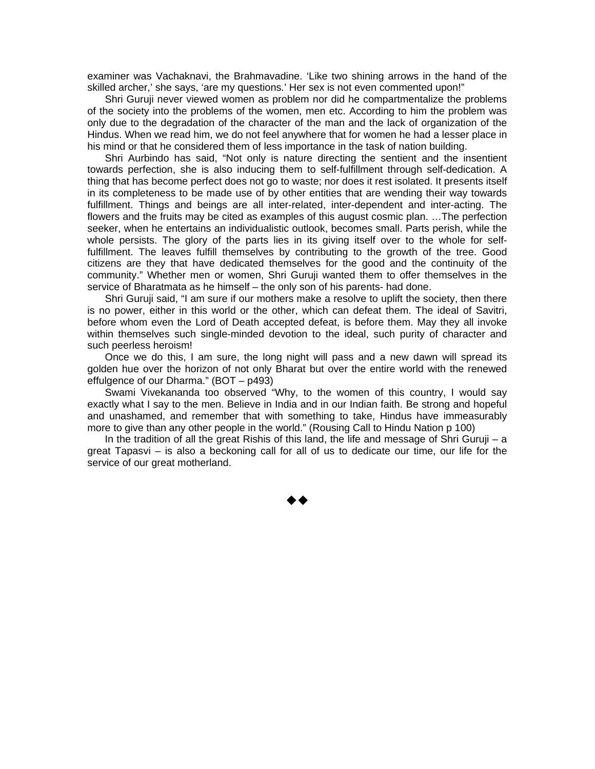examiner was Vachaknavi, the Brahmavadine. 'Like two shining arrows in the hand of the skilled archer,' she says, 'are my questions.' Her sex is not even commented upon!"

Shri Guruji never viewed women as problem nor did he compartmentalize the problems of the society into the problems of the women, men etc. According to him the problem was only due to the degradation of the character of the man and the lack of organization of the Hindus. When we read him, we do not feel anywhere that for women he had a lesser place in his mind or that he considered them of less importance in the task of nation building.

Shri Aurbindo has said, "Not only is nature directing the sentient and the insentient towards perfection, she is also inducing them to self-fulfillment through self-dedication. A thing that has become perfect does not go to waste; nor does it rest isolated. It presents itself in its completeness to be made use of by other entities that are wending their way towards fulfillment. Things and beings are all inter-related, inter-dependent and inter-acting. The flowers and the fruits may be cited as examples of this august cosmic plan. …The perfection seeker, when he entertains an individualistic outlook, becomes small. Parts perish, while the whole persists. The glory of the parts lies in its giving itself over to the whole for self-fulfillment. The leaves fulfill themselves by contributing to the growth of the tree. Good citizens are they that have dedicated themselves for the good and the continuity of the community." Whether men or women, Shri Guruji wanted them to offer themselves in the service of Bharatmata as he himself – the only son of his parents- had done.

Shri Guruji said, "I am sure if our mothers make a resolve to uplift the society, then there is no power, either in this world or the other, which can defeat them. The ideal of Savitri, before whom even the Lord of Death accepted defeat, is before them. May they all invoke within themselves such single-minded devotion to the ideal, such purity of character and such peerless heroism!

Once we do this, I am sure, the long night will pass and a new dawn will spread its golden hue over the horizon of not only Bharat but over the entire world with the renewed effulgence of our Dharma." (BOT – p493)

Swami Vivekananda too observed "Why, to the women of this country, I would say exactly what I say to the men. Believe in India and in our Indian faith. Be strong and hopeful and unashamed, and remember that with something to take, Hindus have immeasurably more to give than any other people in the world." (Rousing Call to Hindu Nation p 100)

In the tradition of all the great Rishis of this land, the life and message of Shri Guruji – a great Tapasvi – is also a beckoning call for all of us to dedicate our time, our life for the service of our great motherland.

◆◆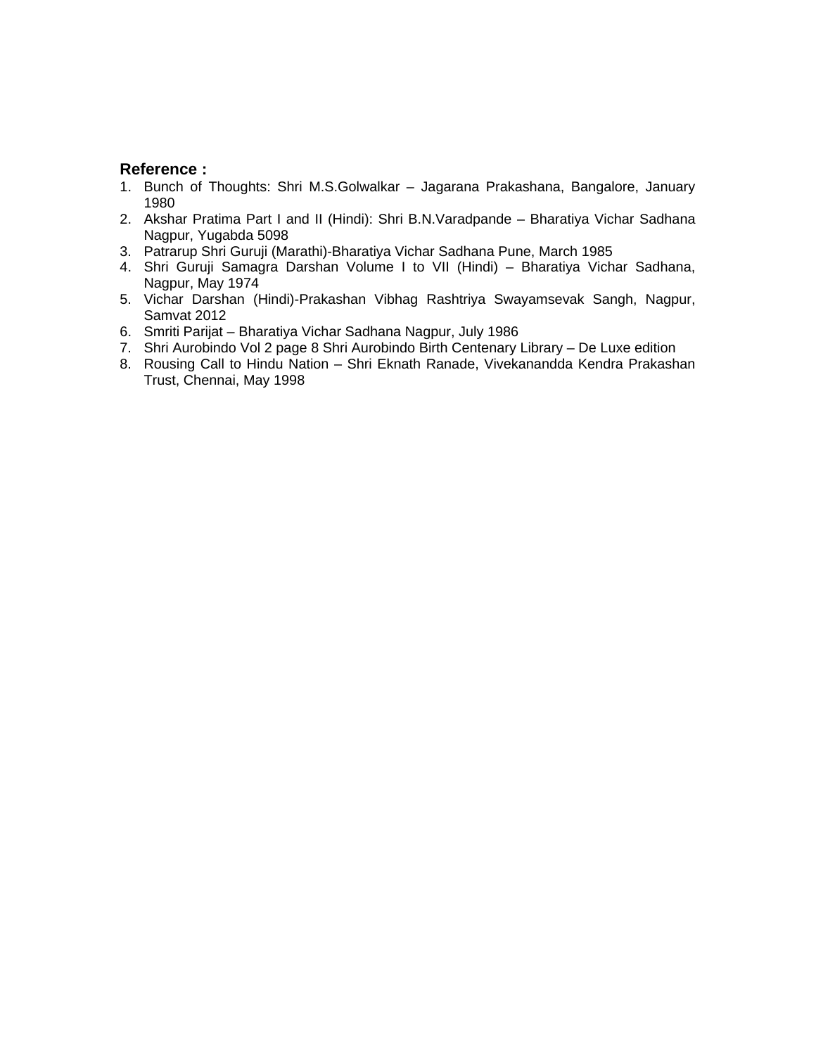**Reference :**

1. Bunch of Thoughts: Shri M.S.Golwalkar – Jagarana Prakashana, Bangalore, January 1980
2. Akshar Pratima Part I and II (Hindi): Shri B.N.Varadpande – Bharatiya Vichar Sadhana Nagpur, Yugabda 5098
3. Patrarup Shri Guruji (Marathi)-Bharatiya Vichar Sadhana Pune, March 1985
4. Shri Guruji Samagra Darshan Volume I to VII (Hindi) – Bharatiya Vichar Sadhana, Nagpur, May 1974
5. Vichar Darshan (Hindi)-Prakashan Vibhag Rashtriya Swayamsevak Sangh, Nagpur, Samvat 2012
6. Smriti Parijat – Bharatiya Vichar Sadhana Nagpur, July 1986
7. Shri Aurobindo Vol 2 page 8 Shri Aurobindo Birth Centenary Library – De Luxe edition
8. Rousing Call to Hindu Nation – Shri Eknath Ranade, Vivekanandda Kendra Prakashan Trust, Chennai, May 1998